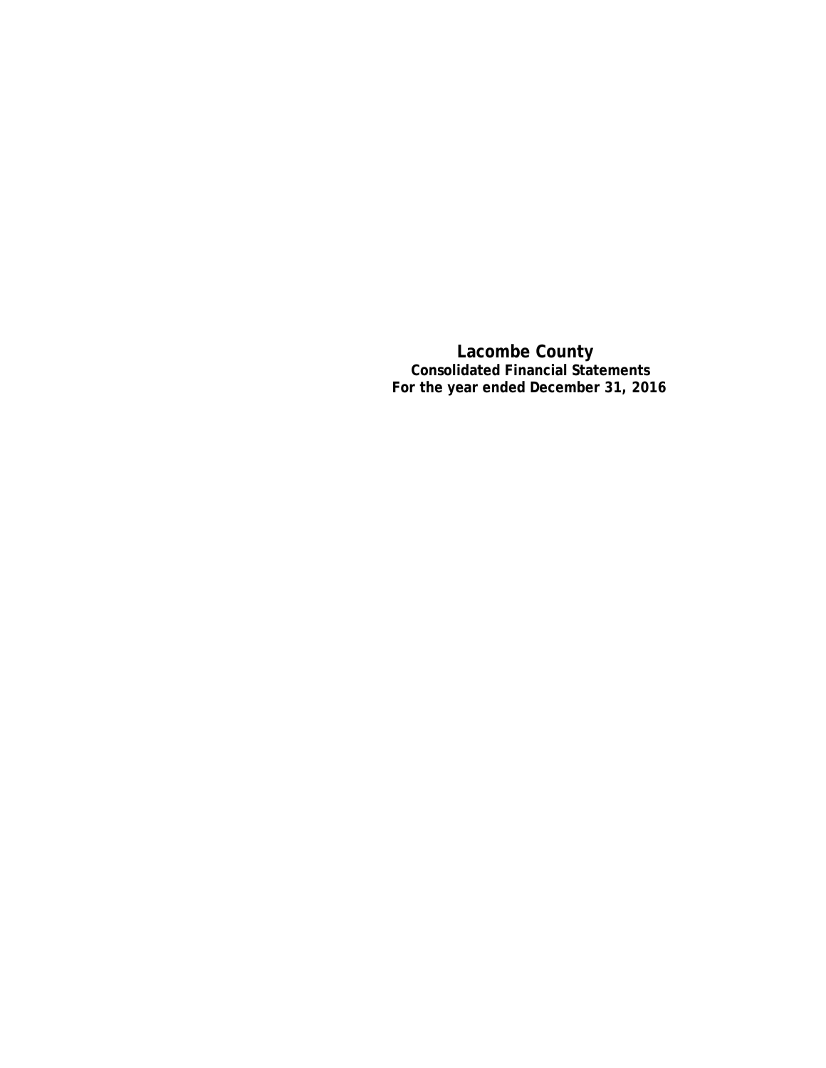# Lacombe County

**Consolidated Financial Statements**

**For the year ended December 31, 2016**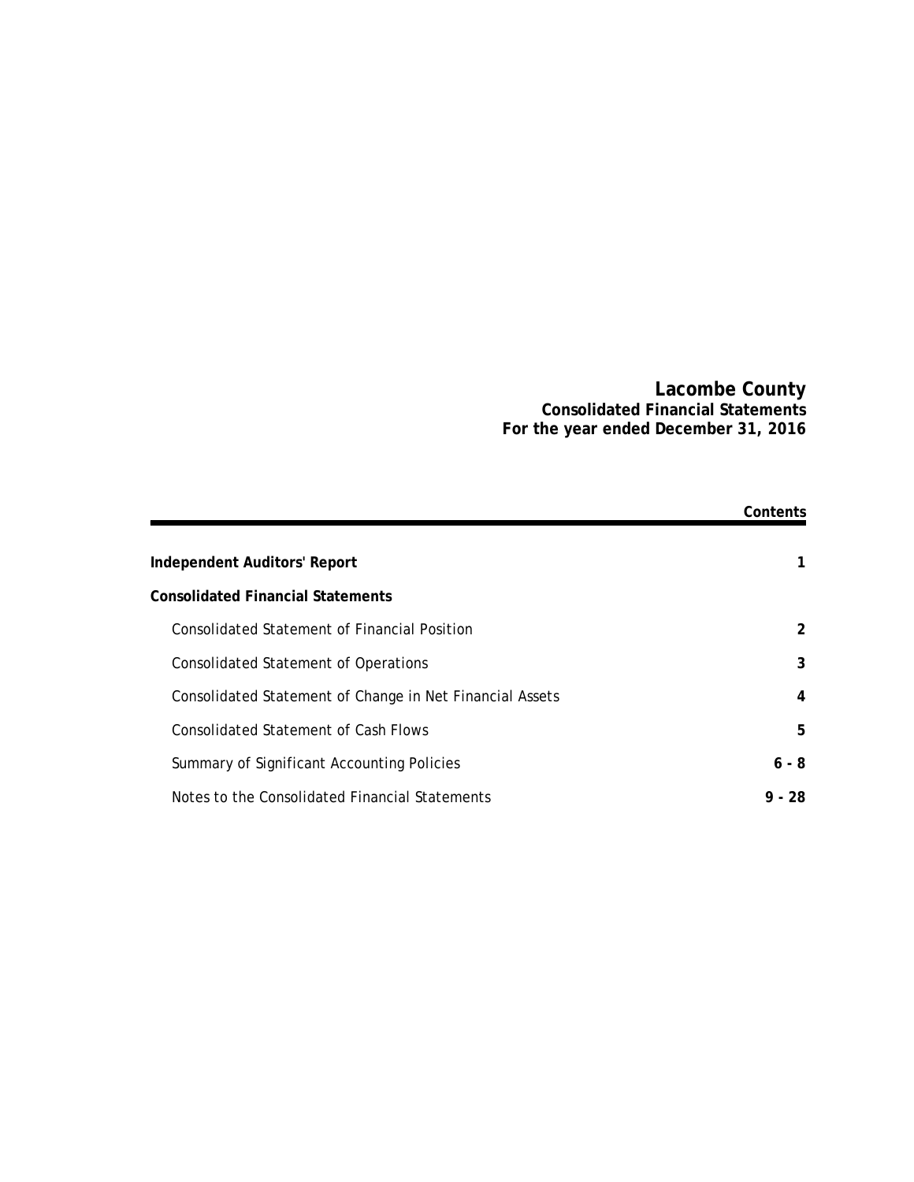# Lacombe County

## Consolidated Financial Statements

## For the year ended December 31, 2016

| | Contents |
|---|---|
| **Independent Auditors' Report** | **1** |
| **Consolidated Financial Statements** | |
| Consolidated Statement of Financial Position | **2** |
| Consolidated Statement of Operations | **3** |
| Consolidated Statement of Change in Net Financial Assets | **4** |
| Consolidated Statement of Cash Flows | **5** |
| Summary of Significant Accounting Policies | **6 - 8** |
| Notes to the Consolidated Financial Statements | **9 - 28** |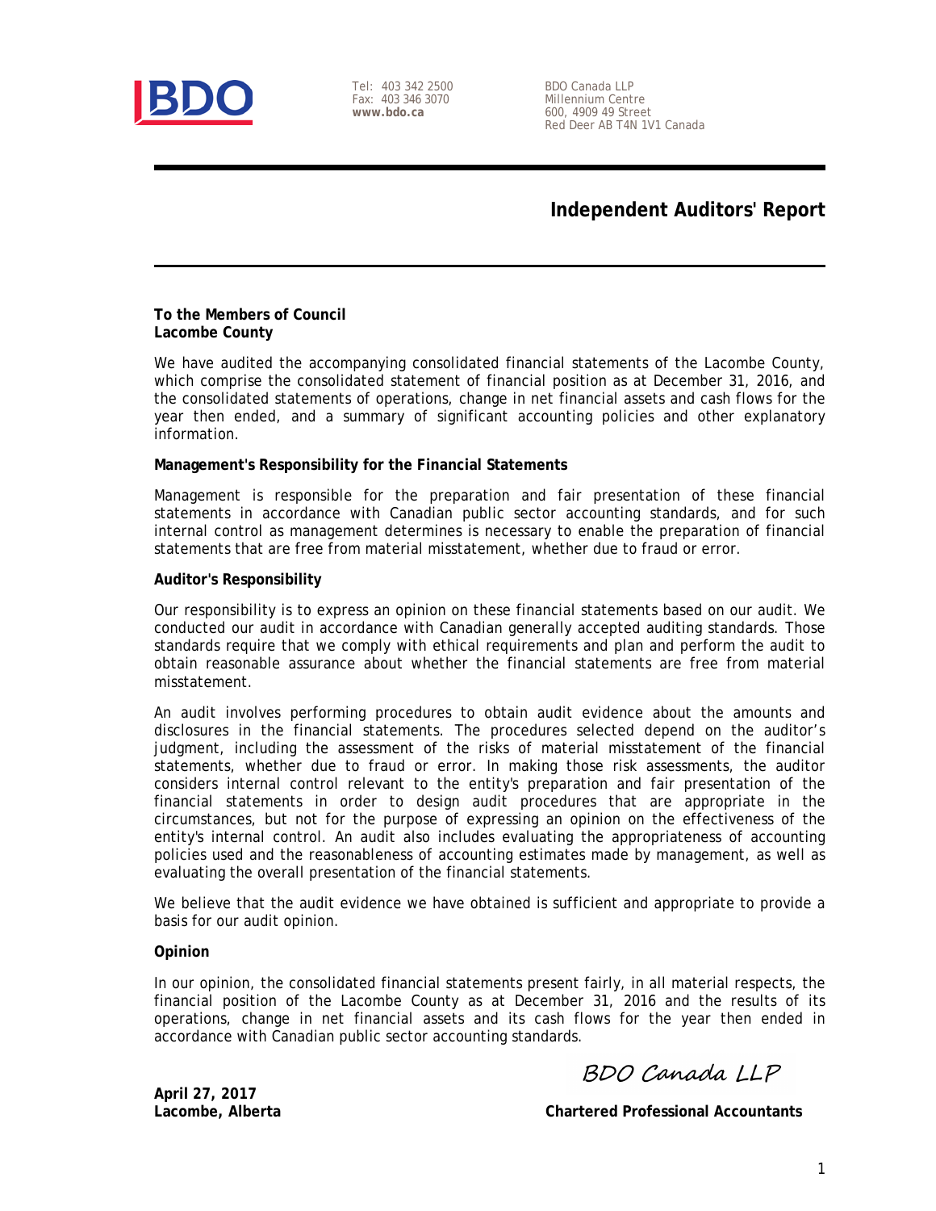**BDO**

Tel: 403 342 2500
Fax: 403 346 3070
**www.bdo.ca**

BDO Canada LLP
Millennium Centre
600, 4909 49 Street
Red Deer AB T4N 1V1 Canada

# Independent Auditors' Report

**To the Members of Council**
**Lacombe County**

We have audited the accompanying consolidated financial statements of the Lacombe County, which comprise the consolidated statement of financial position as at December 31, 2016, and the consolidated statements of operations, change in net financial assets and cash flows for the year then ended, and a summary of significant accounting policies and other explanatory information.

**Management's Responsibility for the Financial Statements**

Management is responsible for the preparation and fair presentation of these financial statements in accordance with Canadian public sector accounting standards, and for such internal control as management determines is necessary to enable the preparation of financial statements that are free from material misstatement, whether due to fraud or error.

**Auditor's Responsibility**

Our responsibility is to express an opinion on these financial statements based on our audit. We conducted our audit in accordance with Canadian generally accepted auditing standards. Those standards require that we comply with ethical requirements and plan and perform the audit to obtain reasonable assurance about whether the financial statements are free from material misstatement.

An audit involves performing procedures to obtain audit evidence about the amounts and disclosures in the financial statements. The procedures selected depend on the auditor's judgment, including the assessment of the risks of material misstatement of the financial statements, whether due to fraud or error. In making those risk assessments, the auditor considers internal control relevant to the entity's preparation and fair presentation of the financial statements in order to design audit procedures that are appropriate in the circumstances, but not for the purpose of expressing an opinion on the effectiveness of the entity's internal control. An audit also includes evaluating the appropriateness of accounting policies used and the reasonableness of accounting estimates made by management, as well as evaluating the overall presentation of the financial statements.

We believe that the audit evidence we have obtained is sufficient and appropriate to provide a basis for our audit opinion.

**Opinion**

In our opinion, the consolidated financial statements present fairly, in all material respects, the financial position of the Lacombe County as at December 31, 2016 and the results of its operations, change in net financial assets and its cash flows for the year then ended in accordance with Canadian public sector accounting standards.

*BDO Canada LLP*

**Chartered Professional Accountants**

**April 27, 2017**
**Lacombe, Alberta**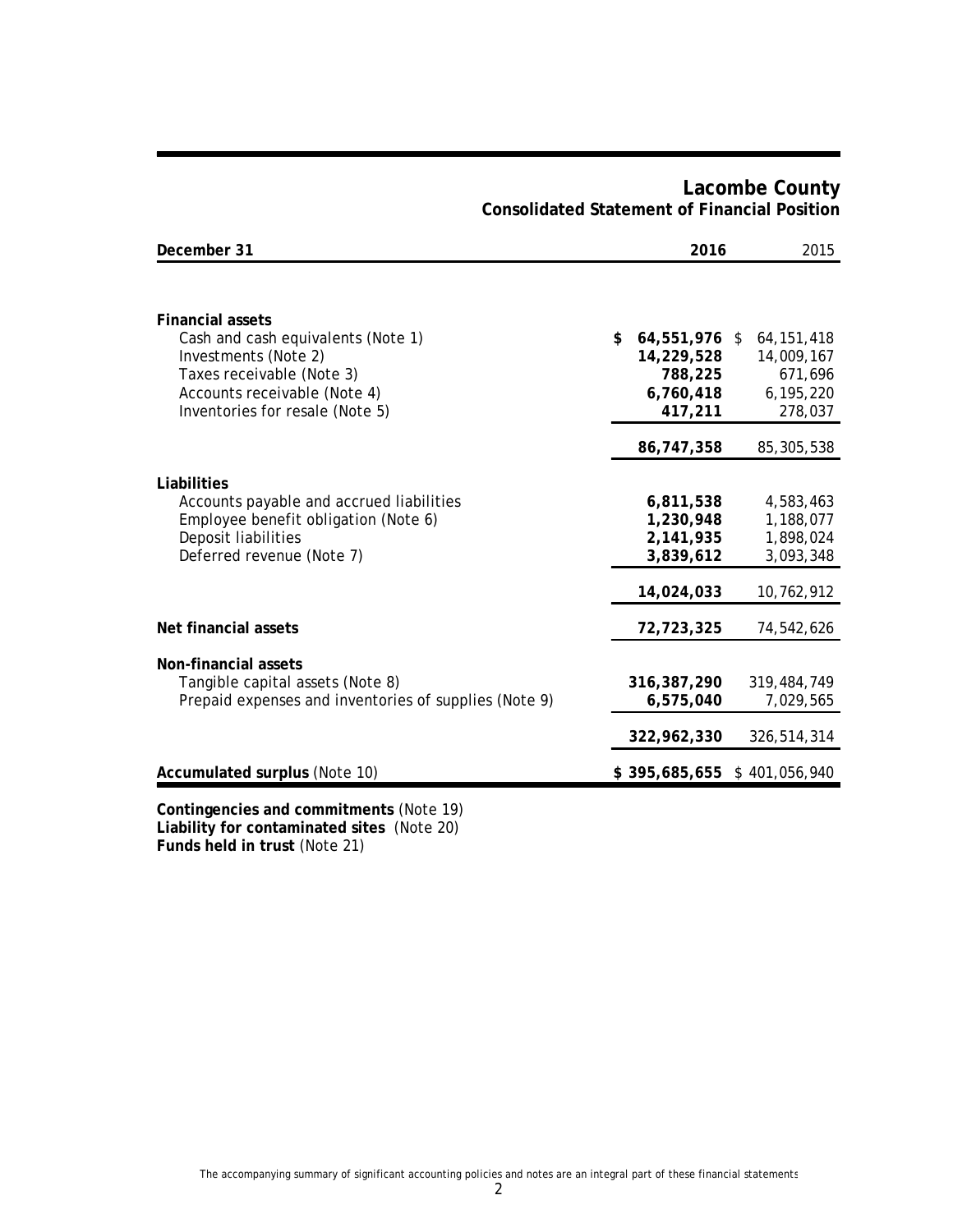# Lacombe County
## Consolidated Statement of Financial Position

| December 31 | 2016 | 2015 |
|---|---|---|
| **Financial assets** | | |
| Cash and cash equivalents (Note 1) | **$ 64,551,976** | $ 64,151,418 |
| Investments (Note 2) | **14,229,528** | 14,009,167 |
| Taxes receivable (Note 3) | **788,225** | 671,696 |
| Accounts receivable (Note 4) | **6,760,418** | 6,195,220 |
| Inventories for resale (Note 5) | **417,211** | 278,037 |
| | **86,747,358** | 85,305,538 |
| **Liabilities** | | |
| Accounts payable and accrued liabilities | **6,811,538** | 4,583,463 |
| Employee benefit obligation (Note 6) | **1,230,948** | 1,188,077 |
| Deposit liabilities | **2,141,935** | 1,898,024 |
| Deferred revenue (Note 7) | **3,839,612** | 3,093,348 |
| | **14,024,033** | 10,762,912 |
| **Net financial assets** | **72,723,325** | 74,542,626 |
| **Non-financial assets** | | |
| Tangible capital assets (Note 8) | **316,387,290** | 319,484,749 |
| Prepaid expenses and inventories of supplies (Note 9) | **6,575,040** | 7,029,565 |
| | **322,962,330** | 326,514,314 |
| **Accumulated surplus** (Note 10) | **$ 395,685,655** | $ 401,056,940 |

**Contingencies and commitments** (Note 19)
**Liability for contaminated sites** (Note 20)
**Funds held in trust** (Note 21)

The accompanying summary of significant accounting policies and notes are an integral part of these financial statements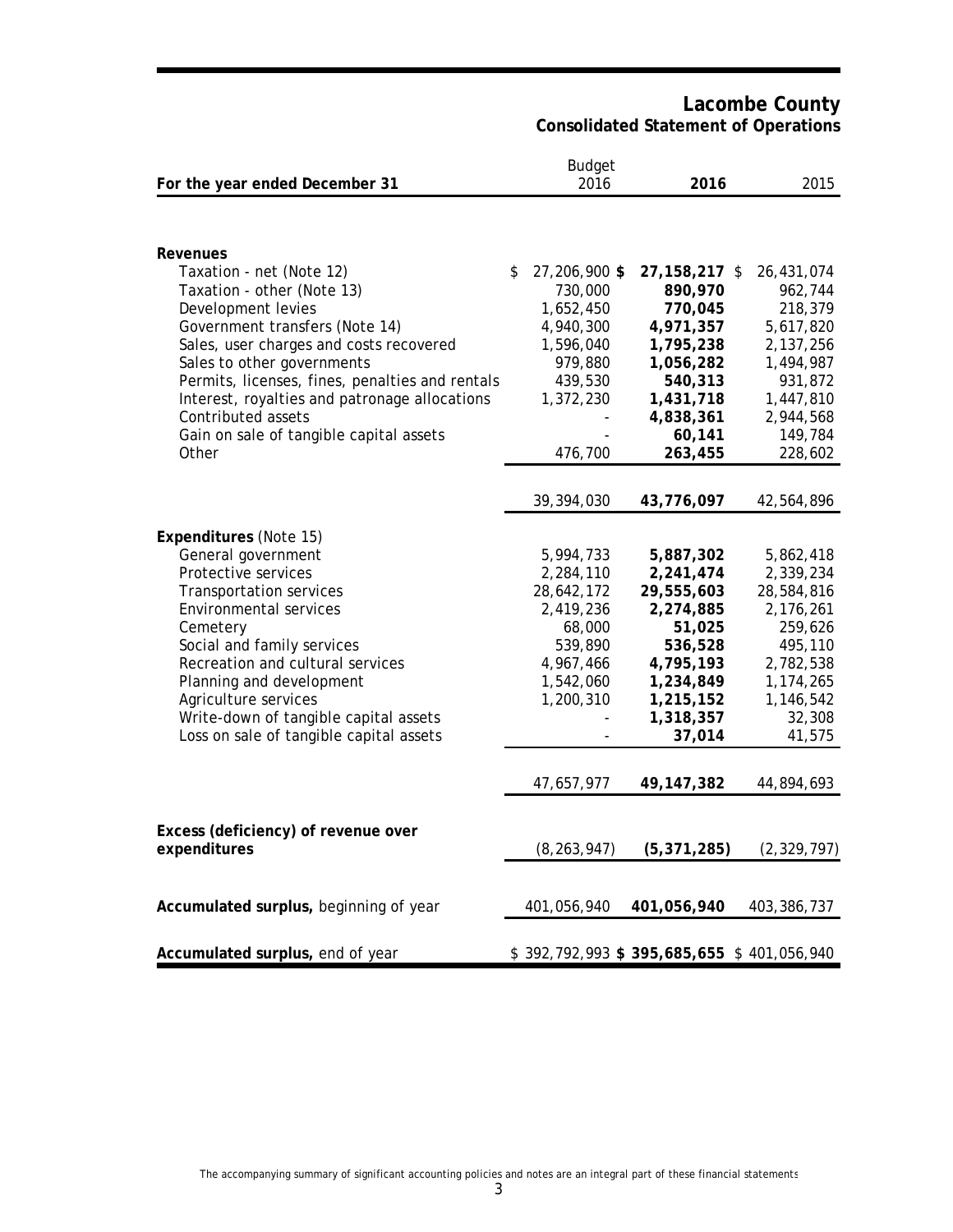# Lacombe County
## Consolidated Statement of Operations

| For the year ended December 31 | Budget 2016 | **2016** | 2015 |
|---|---|---|---|
| **Revenues** | | | |
| Taxation - net (Note 12) | $ 27,206,900 | **$ 27,158,217** | $ 26,431,074 |
| Taxation - other (Note 13) | 730,000 | **890,970** | 962,744 |
| Development levies | 1,652,450 | **770,045** | 218,379 |
| Government transfers (Note 14) | 4,940,300 | **4,971,357** | 5,617,820 |
| Sales, user charges and costs recovered | 1,596,040 | **1,795,238** | 2,137,256 |
| Sales to other governments | 979,880 | **1,056,282** | 1,494,987 |
| Permits, licenses, fines, penalties and rentals | 439,530 | **540,313** | 931,872 |
| Interest, royalties and patronage allocations | 1,372,230 | **1,431,718** | 1,447,810 |
| Contributed assets | - | **4,838,361** | 2,944,568 |
| Gain on sale of tangible capital assets | - | **60,141** | 149,784 |
| Other | 476,700 | **263,455** | 228,602 |
| | 39,394,030 | **43,776,097** | 42,564,896 |
| **Expenditures** (Note 15) | | | |
| General government | 5,994,733 | **5,887,302** | 5,862,418 |
| Protective services | 2,284,110 | **2,241,474** | 2,339,234 |
| Transportation services | 28,642,172 | **29,555,603** | 28,584,816 |
| Environmental services | 2,419,236 | **2,274,885** | 2,176,261 |
| Cemetery | 68,000 | **51,025** | 259,626 |
| Social and family services | 539,890 | **536,528** | 495,110 |
| Recreation and cultural services | 4,967,466 | **4,795,193** | 2,782,538 |
| Planning and development | 1,542,060 | **1,234,849** | 1,174,265 |
| Agriculture services | 1,200,310 | **1,215,152** | 1,146,542 |
| Write-down of tangible capital assets | - | **1,318,357** | 32,308 |
| Loss on sale of tangible capital assets | - | **37,014** | 41,575 |
| | 47,657,977 | **49,147,382** | 44,894,693 |
| **Excess (deficiency) of revenue over expenditures** | (8,263,947) | **(5,371,285)** | (2,329,797) |
| **Accumulated surplus,** beginning of year | 401,056,940 | **401,056,940** | 403,386,737 |
| **Accumulated surplus,** end of year | $ 392,792,993 | **$ 395,685,655** | $ 401,056,940 |

The accompanying summary of significant accounting policies and notes are an integral part of these financial statements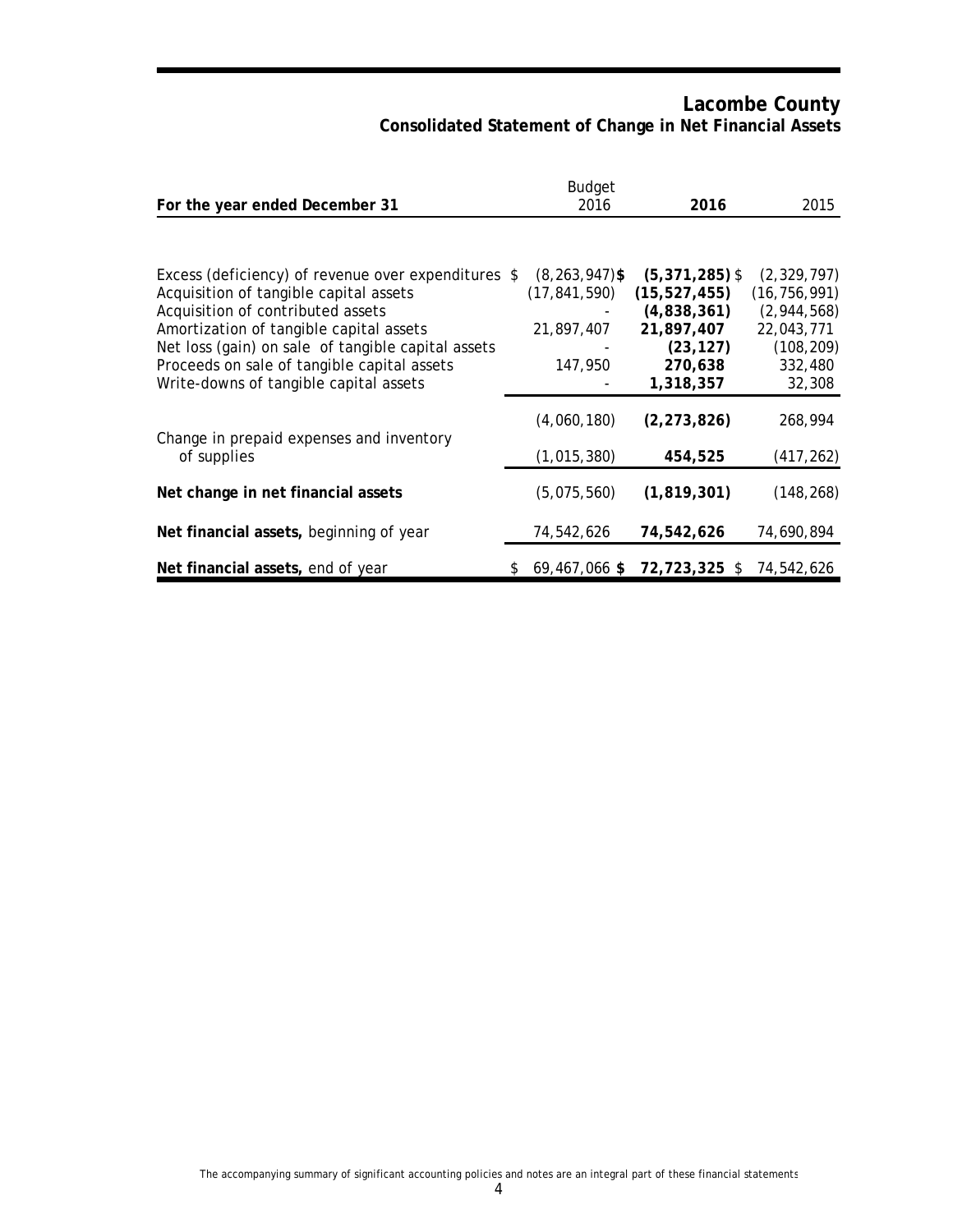# Lacombe County
## Consolidated Statement of Change in Net Financial Assets

| For the year ended December 31 | Budget 2016 | **2016** | 2015 |
|---|---|---|---|
| Excess (deficiency) of revenue over expenditures | $ (8,263,947) | **$ (5,371,285)** | $ (2,329,797) |
| Acquisition of tangible capital assets | (17,841,590) | **(15,527,455)** | (16,756,991) |
| Acquisition of contributed assets | - | **(4,838,361)** | (2,944,568) |
| Amortization of tangible capital assets | 21,897,407 | **21,897,407** | 22,043,771 |
| Net loss (gain) on sale of tangible capital assets | - | **(23,127)** | (108,209) |
| Proceeds on sale of tangible capital assets | 147,950 | **270,638** | 332,480 |
| Write-downs of tangible capital assets | - | **1,318,357** | 32,308 |
| | (4,060,180) | **(2,273,826)** | 268,994 |
| Change in prepaid expenses and inventory of supplies | (1,015,380) | **454,525** | (417,262) |
| **Net change in net financial assets** | (5,075,560) | **(1,819,301)** | (148,268) |
| **Net financial assets,** beginning of year | 74,542,626 | **74,542,626** | 74,690,894 |
| **Net financial assets,** end of year | $ 69,467,066 | **$ 72,723,325** | $ 74,542,626 |

The accompanying summary of significant accounting policies and notes are an integral part of these financial statements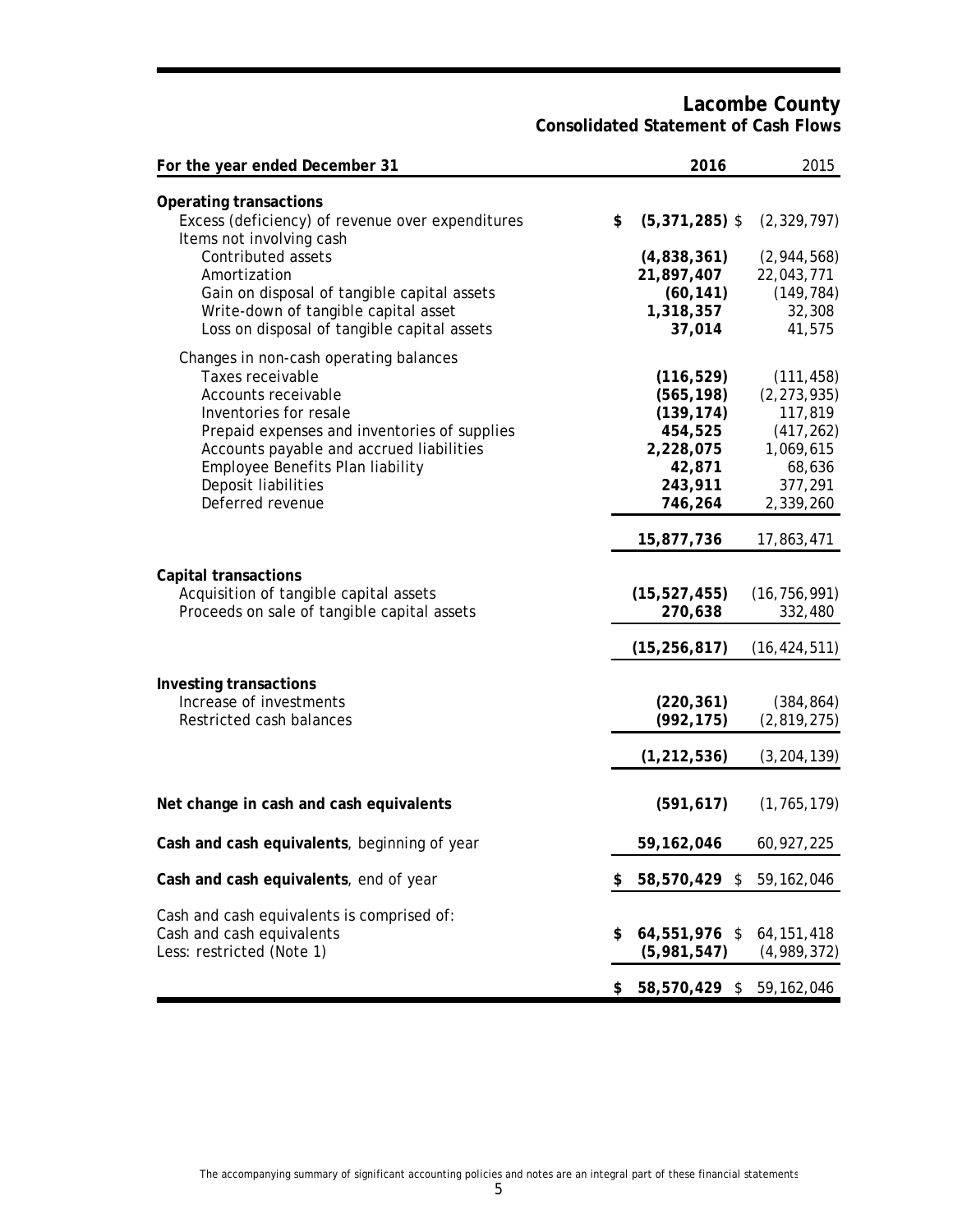# Lacombe County

## Consolidated Statement of Cash Flows

| For the year ended December 31 | 2016 | 2015 |
|---|---|---|
| **Operating transactions** | | |
| Excess (deficiency) of revenue over expenditures | **$ (5,371,285)** | $ (2,329,797) |
| Items not involving cash | | |
| Contributed assets | **(4,838,361)** | (2,944,568) |
| Amortization | **21,897,407** | 22,043,771 |
| Gain on disposal of tangible capital assets | **(60,141)** | (149,784) |
| Write-down of tangible capital asset | **1,318,357** | 32,308 |
| Loss on disposal of tangible capital assets | **37,014** | 41,575 |
| Changes in non-cash operating balances | | |
| Taxes receivable | **(116,529)** | (111,458) |
| Accounts receivable | **(565,198)** | (2,273,935) |
| Inventories for resale | **(139,174)** | 117,819 |
| Prepaid expenses and inventories of supplies | **454,525** | (417,262) |
| Accounts payable and accrued liabilities | **2,228,075** | 1,069,615 |
| Employee Benefits Plan liability | **42,871** | 68,636 |
| Deposit liabilities | **243,911** | 377,291 |
| Deferred revenue | **746,264** | 2,339,260 |
| | **15,877,736** | 17,863,471 |
| **Capital transactions** | | |
| Acquisition of tangible capital assets | **(15,527,455)** | (16,756,991) |
| Proceeds on sale of tangible capital assets | **270,638** | 332,480 |
| | **(15,256,817)** | (16,424,511) |
| **Investing transactions** | | |
| Increase of investments | **(220,361)** | (384,864) |
| Restricted cash balances | **(992,175)** | (2,819,275) |
| | **(1,212,536)** | (3,204,139) |
| **Net change in cash and cash equivalents** | **(591,617)** | (1,765,179) |
| **Cash and cash equivalents**, beginning of year | **59,162,046** | 60,927,225 |
| **Cash and cash equivalents**, end of year | **$ 58,570,429** | $ 59,162,046 |
| Cash and cash equivalents is comprised of: | | |
| Cash and cash equivalents | **$ 64,551,976** | $ 64,151,418 |
| Less: restricted (Note 1) | **(5,981,547)** | (4,989,372) |
| | **$ 58,570,429** | $ 59,162,046 |

The accompanying summary of significant accounting policies and notes are an integral part of these financial statements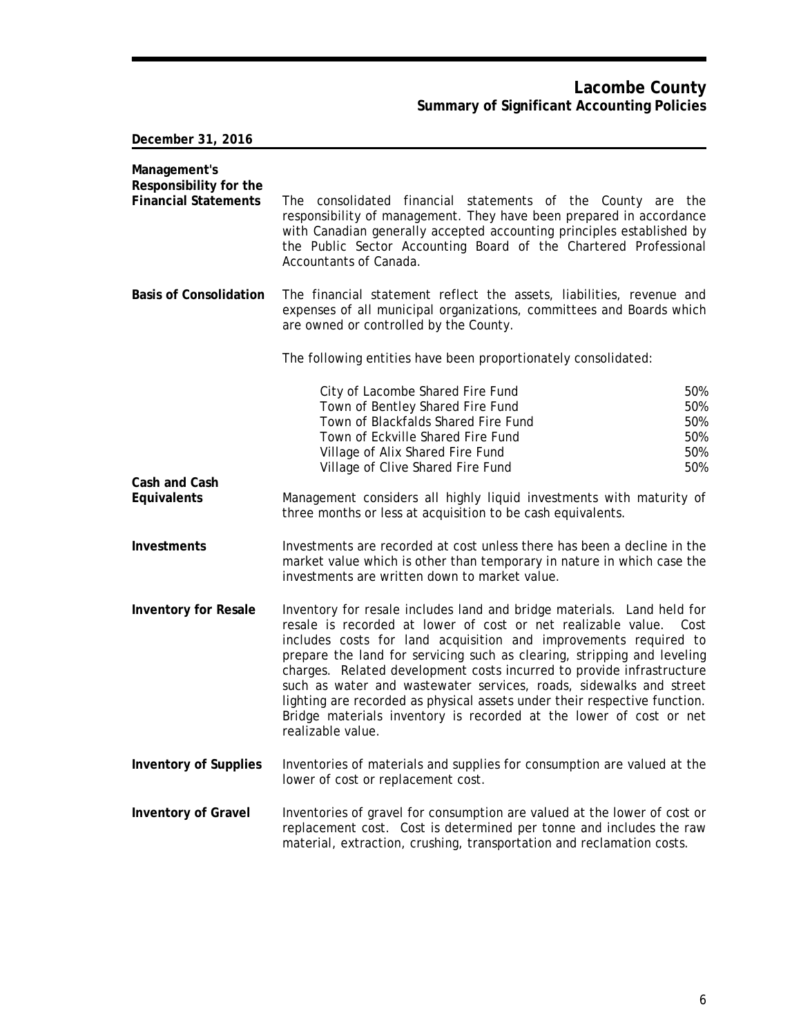# Lacombe County
## Summary of Significant Accounting Policies

**December 31, 2016**

**Management's Responsibility for the Financial Statements**

The consolidated financial statements of the County are the responsibility of management. They have been prepared in accordance with Canadian generally accepted accounting principles established by the Public Sector Accounting Board of the Chartered Professional Accountants of Canada.

**Basis of Consolidation**

The financial statement reflect the assets, liabilities, revenue and expenses of all municipal organizations, committees and Boards which are owned or controlled by the County.

The following entities have been proportionately consolidated:

| | |
|---|---|
| City of Lacombe Shared Fire Fund | 50% |
| Town of Bentley Shared Fire Fund | 50% |
| Town of Blackfalds Shared Fire Fund | 50% |
| Town of Eckville Shared Fire Fund | 50% |
| Village of Alix Shared Fire Fund | 50% |
| Village of Clive Shared Fire Fund | 50% |

**Cash and Cash Equivalents**

Management considers all highly liquid investments with maturity of three months or less at acquisition to be cash equivalents.

**Investments**

Investments are recorded at cost unless there has been a decline in the market value which is other than temporary in nature in which case the investments are written down to market value.

**Inventory for Resale**

Inventory for resale includes land and bridge materials. Land held for resale is recorded at lower of cost or net realizable value. Cost includes costs for land acquisition and improvements required to prepare the land for servicing such as clearing, stripping and leveling charges. Related development costs incurred to provide infrastructure such as water and wastewater services, roads, sidewalks and street lighting are recorded as physical assets under their respective function. Bridge materials inventory is recorded at the lower of cost or net realizable value.

**Inventory of Supplies**

Inventories of materials and supplies for consumption are valued at the lower of cost or replacement cost.

**Inventory of Gravel**

Inventories of gravel for consumption are valued at the lower of cost or replacement cost. Cost is determined per tonne and includes the raw material, extraction, crushing, transportation and reclamation costs.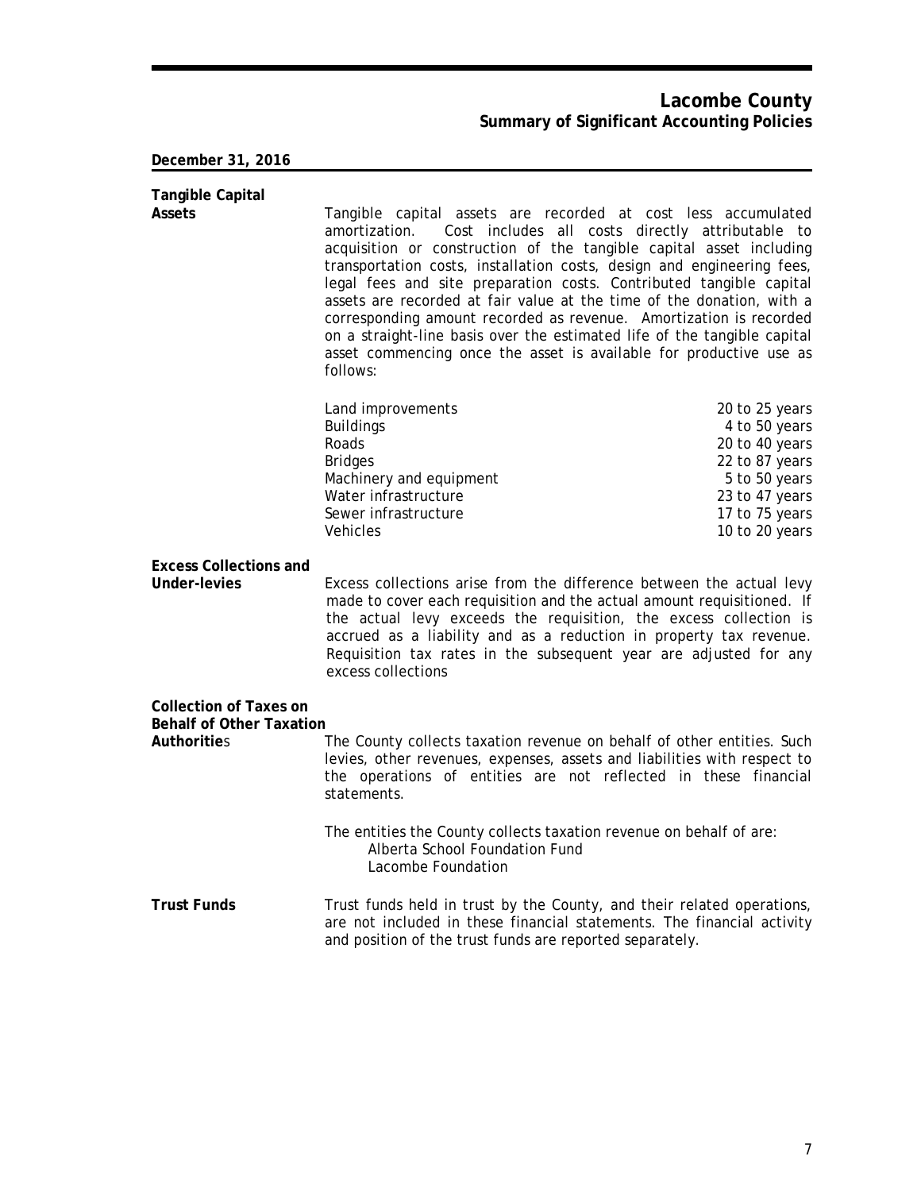**December 31, 2016**

**Tangible Capital Assets**

Tangible capital assets are recorded at cost less accumulated amortization. Cost includes all costs directly attributable to acquisition or construction of the tangible capital asset including transportation costs, installation costs, design and engineering fees, legal fees and site preparation costs. Contributed tangible capital assets are recorded at fair value at the time of the donation, with a corresponding amount recorded as revenue. Amortization is recorded on a straight-line basis over the estimated life of the tangible capital asset commencing once the asset is available for productive use as follows:

| | |
|---|---|
| Land improvements | 20 to 25 years |
| Buildings | 4 to 50 years |
| Roads | 20 to 40 years |
| Bridges | 22 to 87 years |
| Machinery and equipment | 5 to 50 years |
| Water infrastructure | 23 to 47 years |
| Sewer infrastructure | 17 to 75 years |
| Vehicles | 10 to 20 years |

**Excess Collections and Under-levies**

Excess collections arise from the difference between the actual levy made to cover each requisition and the actual amount requisitioned. If the actual levy exceeds the requisition, the excess collection is accrued as a liability and as a reduction in property tax revenue. Requisition tax rates in the subsequent year are adjusted for any excess collections

**Collection of Taxes on Behalf of Other Taxation Authorities**

The County collects taxation revenue on behalf of other entities. Such levies, other revenues, expenses, assets and liabilities with respect to the operations of entities are not reflected in these financial statements.

The entities the County collects taxation revenue on behalf of are:

- Alberta School Foundation Fund
- Lacombe Foundation

**Trust Funds**

Trust funds held in trust by the County, and their related operations, are not included in these financial statements. The financial activity and position of the trust funds are reported separately.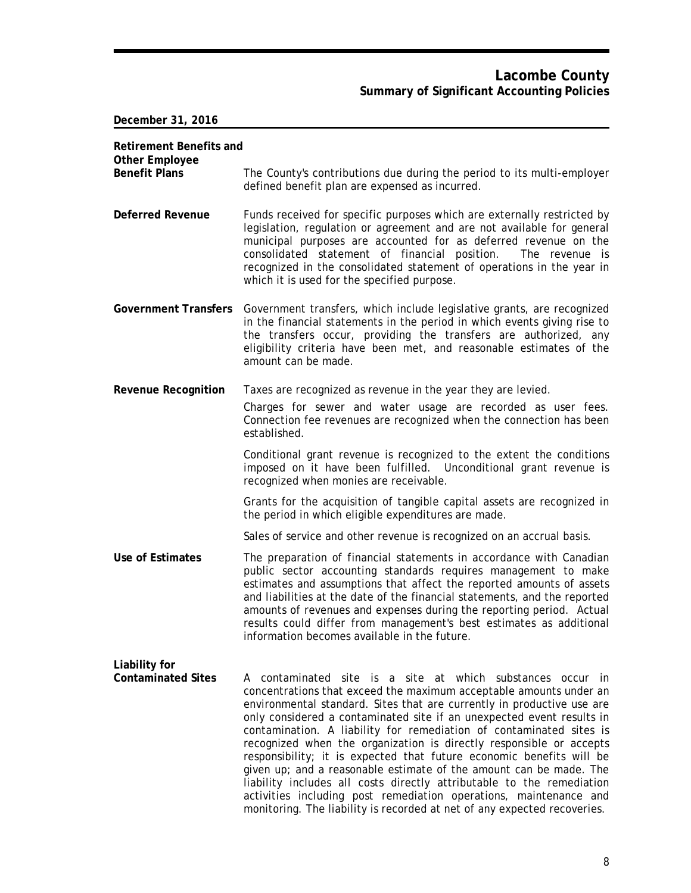# Lacombe County
## Summary of Significant Accounting Policies

**December 31, 2016**

**Retirement Benefits and Other Employee Benefit Plans**

The County's contributions due during the period to its multi-employer defined benefit plan are expensed as incurred.

**Deferred Revenue**

Funds received for specific purposes which are externally restricted by legislation, regulation or agreement and are not available for general municipal purposes are accounted for as deferred revenue on the consolidated statement of financial position. The revenue is recognized in the consolidated statement of operations in the year in which it is used for the specified purpose.

**Government Transfers**

Government transfers, which include legislative grants, are recognized in the financial statements in the period in which events giving rise to the transfers occur, providing the transfers are authorized, any eligibility criteria have been met, and reasonable estimates of the amount can be made.

**Revenue Recognition**

Taxes are recognized as revenue in the year they are levied.

Charges for sewer and water usage are recorded as user fees. Connection fee revenues are recognized when the connection has been established.

Conditional grant revenue is recognized to the extent the conditions imposed on it have been fulfilled. Unconditional grant revenue is recognized when monies are receivable.

Grants for the acquisition of tangible capital assets are recognized in the period in which eligible expenditures are made.

Sales of service and other revenue is recognized on an accrual basis.

**Use of Estimates**

The preparation of financial statements in accordance with Canadian public sector accounting standards requires management to make estimates and assumptions that affect the reported amounts of assets and liabilities at the date of the financial statements, and the reported amounts of revenues and expenses during the reporting period. Actual results could differ from management's best estimates as additional information becomes available in the future.

**Liability for Contaminated Sites**

A contaminated site is a site at which substances occur in concentrations that exceed the maximum acceptable amounts under an environmental standard. Sites that are currently in productive use are only considered a contaminated site if an unexpected event results in contamination. A liability for remediation of contaminated sites is recognized when the organization is directly responsible or accepts responsibility; it is expected that future economic benefits will be given up; and a reasonable estimate of the amount can be made. The liability includes all costs directly attributable to the remediation activities including post remediation operations, maintenance and monitoring. The liability is recorded at net of any expected recoveries.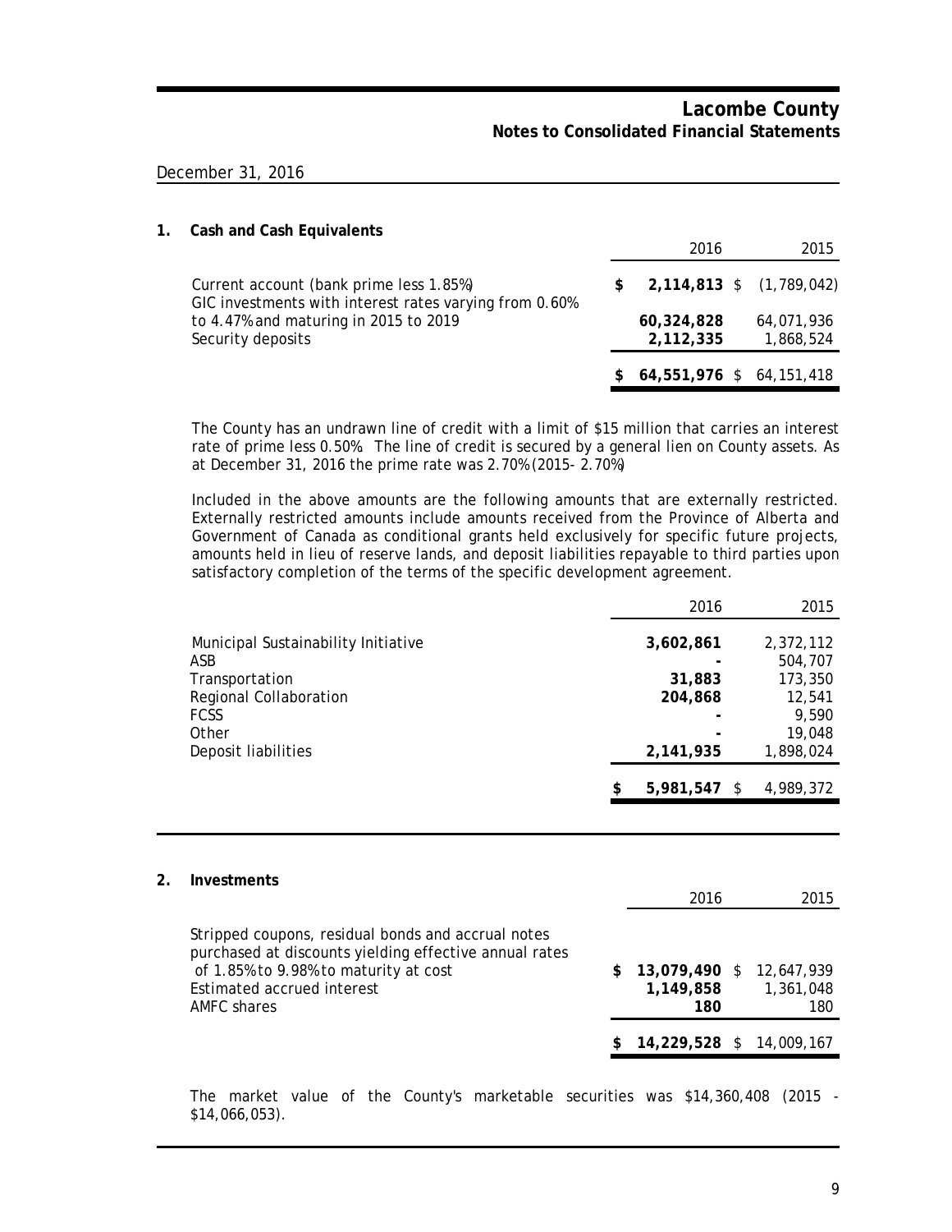# Lacombe County
## Notes to Consolidated Financial Statements

December 31, 2016

### 1. Cash and Cash Equivalents

| | 2016 | 2015 |
|---|---|---|
| Current account (bank prime less 1.85%) | $ **2,114,813** | $ (1,789,042) |
| GIC investments with interest rates varying from 0.60% to 4.47% and maturing in 2015 to 2019 | **60,324,828** | 64,071,936 |
| Security deposits | **2,112,335** | 1,868,524 |
| | $ **64,551,976** | $ 64,151,418 |

The County has an undrawn line of credit with a limit of $15 million that carries an interest rate of prime less 0.50%. The line of credit is secured by a general lien on County assets. As at December 31, 2016 the prime rate was 2.70% (2015- 2.70%)

Included in the above amounts are the following amounts that are externally restricted. Externally restricted amounts include amounts received from the Province of Alberta and Government of Canada as conditional grants held exclusively for specific future projects, amounts held in lieu of reserve lands, and deposit liabilities repayable to third parties upon satisfactory completion of the terms of the specific development agreement.

| | 2016 | 2015 |
|---|---|---|
| Municipal Sustainability Initiative | **3,602,861** | 2,372,112 |
| ASB | **-** | 504,707 |
| Transportation | **31,883** | 173,350 |
| Regional Collaboration | **204,868** | 12,541 |
| FCSS | **-** | 9,590 |
| Other | **-** | 19,048 |
| Deposit liabilities | **2,141,935** | 1,898,024 |
| | $ **5,981,547** | $ 4,989,372 |

### 2. Investments

| | 2016 | 2015 |
|---|---|---|
| Stripped coupons, residual bonds and accrual notes purchased at discounts yielding effective annual rates of 1.85% to 9.98% to maturity at cost | $ **13,079,490** | $ 12,647,939 |
| Estimated accrued interest | **1,149,858** | 1,361,048 |
| AMFC shares | **180** | 180 |
| | $ **14,229,528** | $ 14,009,167 |

The market value of the County's marketable securities was $14,360,408 (2015 - $14,066,053).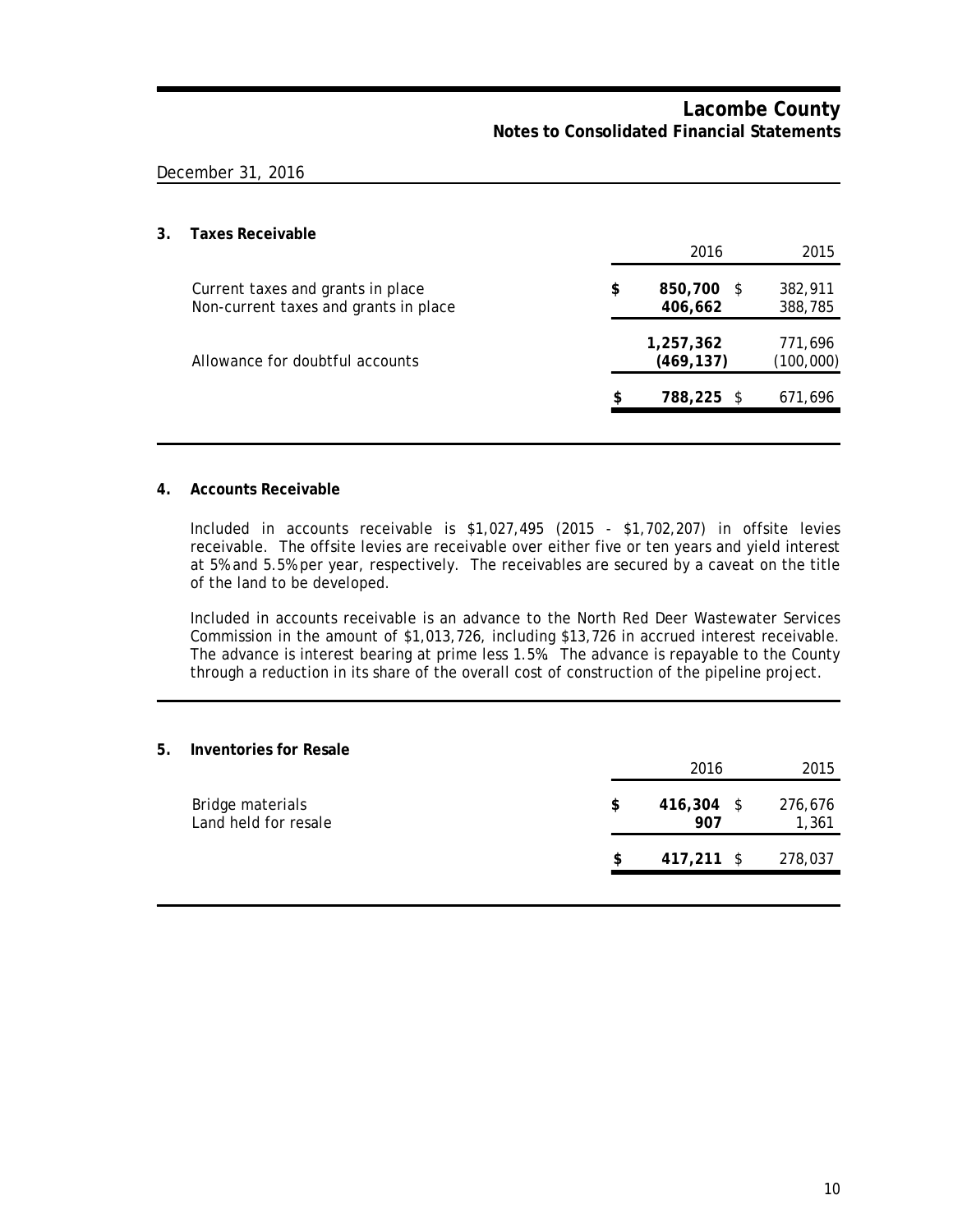December 31, 2016

## 3. Taxes Receivable

| | 2016 | 2015 |
|---|---|---|
| Current taxes and grants in place | $ **850,700** | $ 382,911 |
| Non-current taxes and grants in place | **406,662** | 388,785 |
| | **1,257,362** | 771,696 |
| Allowance for doubtful accounts | **(469,137)** | (100,000) |
| | $ **788,225** | $ 671,696 |

## 4. Accounts Receivable

Included in accounts receivable is $1,027,495 (2015 - $1,702,207) in offsite levies receivable. The offsite levies are receivable over either five or ten years and yield interest at 5% and 5.5% per year, respectively. The receivables are secured by a caveat on the title of the land to be developed.

Included in accounts receivable is an advance to the North Red Deer Wastewater Services Commission in the amount of $1,013,726, including $13,726 in accrued interest receivable. The advance is interest bearing at prime less 1.5%. The advance is repayable to the County through a reduction in its share of the overall cost of construction of the pipeline project.

## 5. Inventories for Resale

| | 2016 | 2015 |
|---|---|---|
| Bridge materials | $ **416,304** | $ 276,676 |
| Land held for resale | **907** | 1,361 |
| | $ **417,211** | $ 278,037 |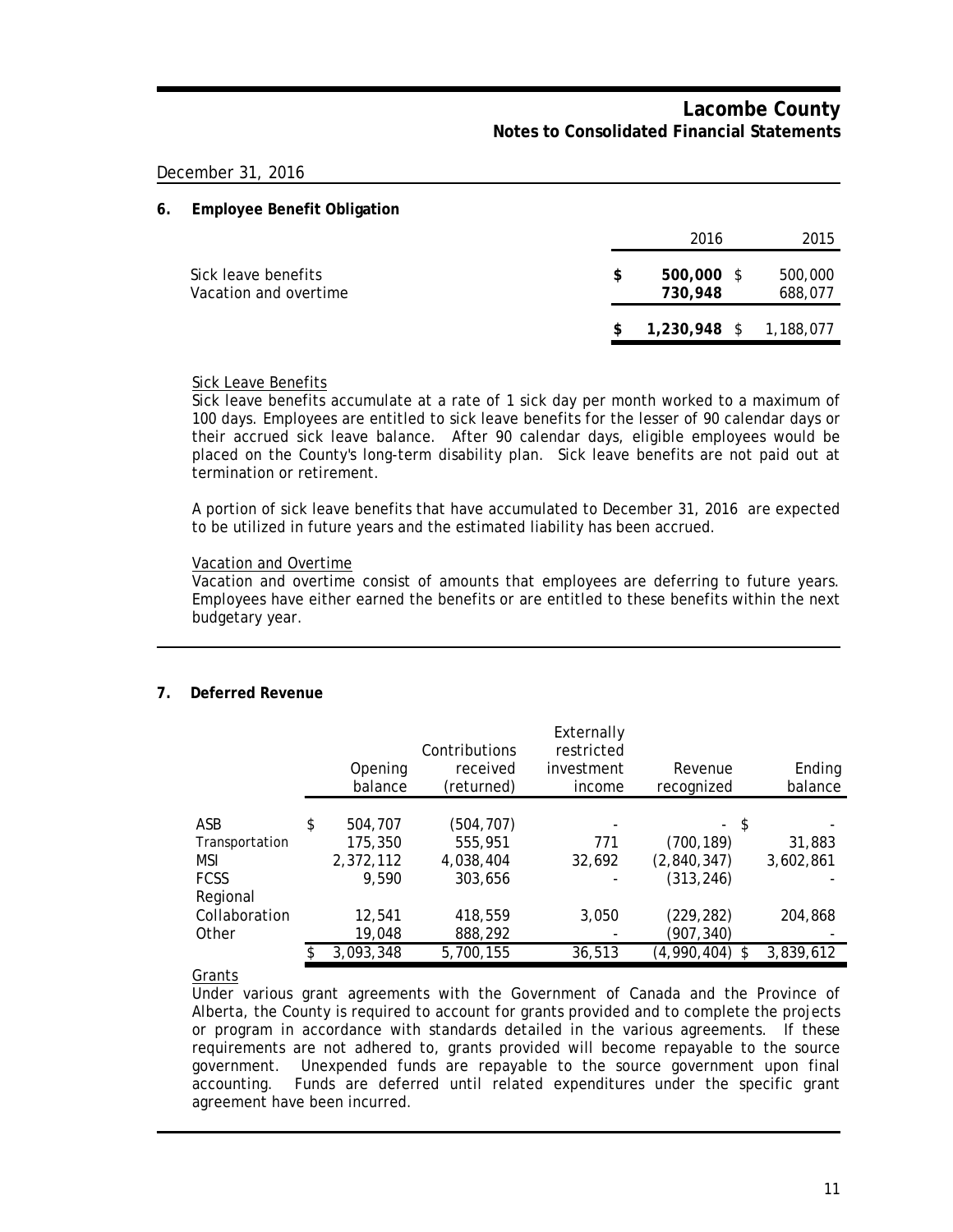December 31, 2016

## 6. Employee Benefit Obligation

| | 2016 | 2015 |
|---|---|---|
| Sick leave benefits | **$ 500,000** | $ 500,000 |
| Vacation and overtime | **730,948** | 688,077 |
| | **$ 1,230,948** | $ 1,188,077 |

Sick Leave Benefits

Sick leave benefits accumulate at a rate of 1 sick day per month worked to a maximum of 100 days. Employees are entitled to sick leave benefits for the lesser of 90 calendar days or their accrued sick leave balance. After 90 calendar days, eligible employees would be placed on the County's long-term disability plan. Sick leave benefits are not paid out at termination or retirement.

A portion of sick leave benefits that have accumulated to December 31, 2016 are expected to be utilized in future years and the estimated liability has been accrued.

Vacation and Overtime

Vacation and overtime consist of amounts that employees are deferring to future years. Employees have either earned the benefits or are entitled to these benefits within the next budgetary year.

## 7. Deferred Revenue

| | Opening balance | Contributions received (returned) | Externally restricted investment income | Revenue recognized | Ending balance |
|---|---|---|---|---|---|
| ASB | $ 504,707 | (504,707) | - | - | $ - |
| Transportation | 175,350 | 555,951 | 771 | (700,189) | 31,883 |
| MSI | 2,372,112 | 4,038,404 | 32,692 | (2,840,347) | 3,602,861 |
| FCSS | 9,590 | 303,656 | - | (313,246) | - |
| Regional Collaboration | 12,541 | 418,559 | 3,050 | (229,282) | 204,868 |
| Other | 19,048 | 888,292 | - | (907,340) | - |
| | $ 3,093,348 | 5,700,155 | 36,513 | (4,990,404) | $ 3,839,612 |

Grants

Under various grant agreements with the Government of Canada and the Province of Alberta, the County is required to account for grants provided and to complete the projects or program in accordance with standards detailed in the various agreements. If these requirements are not adhered to, grants provided will become repayable to the source government. Unexpended funds are repayable to the source government upon final accounting. Funds are deferred until related expenditures under the specific grant agreement have been incurred.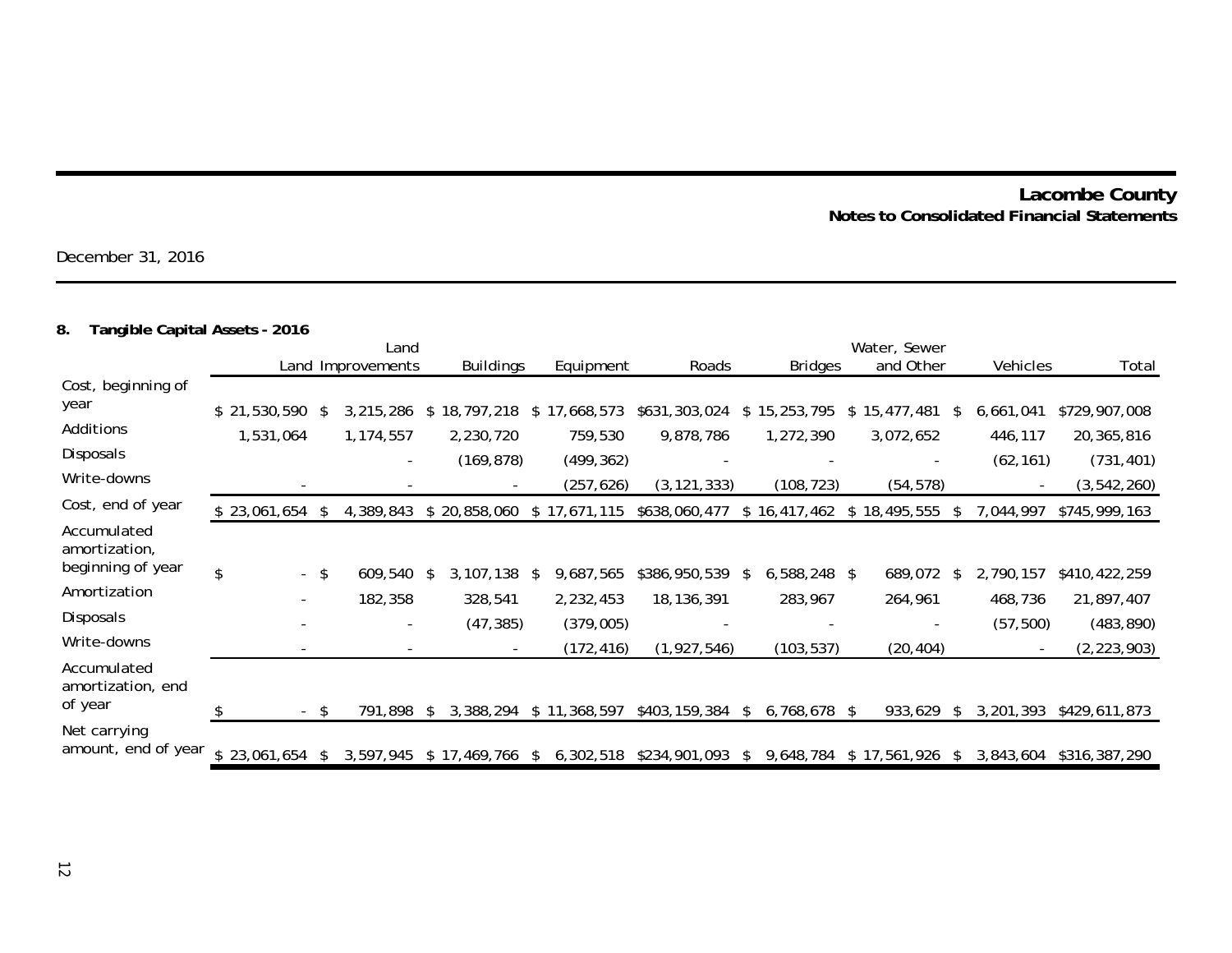# Lacombe County

## Notes to Consolidated Financial Statements

December 31, 2016

**8. Tangible Capital Assets - 2016**

| | Land | Land Improvements | Buildings | Equipment | Roads | Bridges | Water, Sewer and Other | Vehicles | Total |
|---|---|---|---|---|---|---|---|---|---|
| Cost, beginning of year | $ 21,530,590 | $ 3,215,286 | $ 18,797,218 | $ 17,668,573 | $631,303,024 | $ 15,253,795 | $ 15,477,481 | $ 6,661,041 | $729,907,008 |
| Additions | 1,531,064 | 1,174,557 | 2,230,720 | 759,530 | 9,878,786 | 1,272,390 | 3,072,652 | 446,117 | 20,365,816 |
| Disposals | | - | (169,878) | (499,362) | - | - | - | (62,161) | (731,401) |
| Write-downs | - | - | - | (257,626) | (3,121,333) | (108,723) | (54,578) | - | (3,542,260) |
| Cost, end of year | $ 23,061,654 | $ 4,389,843 | $ 20,858,060 | $ 17,671,115 | $638,060,477 | $ 16,417,462 | $ 18,495,555 | $ 7,044,997 | $745,999,163 |
| Accumulated amortization, beginning of year | $ - | $ 609,540 | $ 3,107,138 | $ 9,687,565 | $386,950,539 | $ 6,588,248 | $ 689,072 | $ 2,790,157 | $410,422,259 |
| Amortization | - | 182,358 | 328,541 | 2,232,453 | 18,136,391 | 283,967 | 264,961 | 468,736 | 21,897,407 |
| Disposals | - | - | (47,385) | (379,005) | - | - | - | (57,500) | (483,890) |
| Write-downs | - | - | - | (172,416) | (1,927,546) | (103,537) | (20,404) | - | (2,223,903) |
| Accumulated amortization, end of year | $ - | $ 791,898 | $ 3,388,294 | $ 11,368,597 | $403,159,384 | $ 6,768,678 | $ 933,629 | $ 3,201,393 | $429,611,873 |
| Net carrying amount, end of year | $ 23,061,654 | $ 3,597,945 | $ 17,469,766 | $ 6,302,518 | $234,901,093 | $ 9,648,784 | $ 17,561,926 | $ 3,843,604 | $316,387,290 |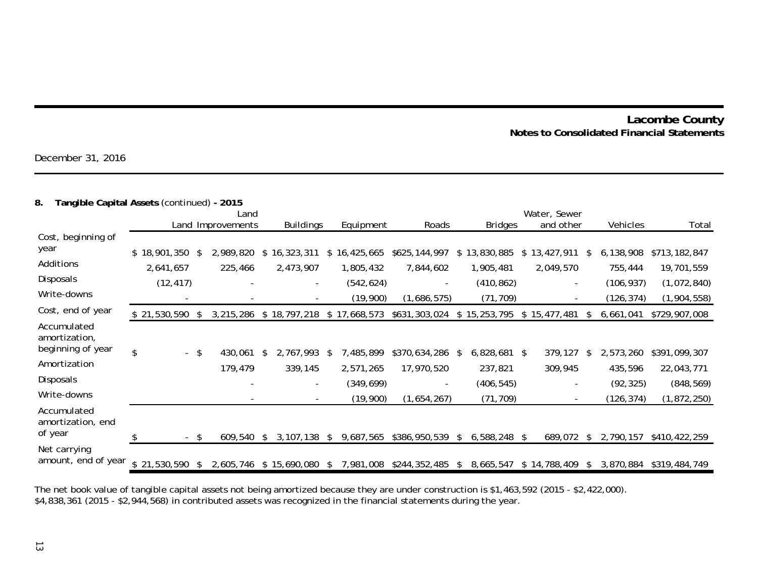**Lacombe County**
**Notes to Consolidated Financial Statements**

December 31, 2016

**8. Tangible Capital Assets** (continued) **- 2015**

| | Land | Land Improvements | Buildings | Equipment | Roads | Bridges | Water, Sewer and other | Vehicles | Total |
|---|---|---|---|---|---|---|---|---|---|
| Cost, beginning of year | $ 18,901,350 | $ 2,989,820 | $ 16,323,311 | $ 16,425,665 | $625,144,997 | $ 13,830,885 | $ 13,427,911 | $ 6,138,908 | $713,182,847 |
| Additions | 2,641,657 | 225,466 | 2,473,907 | 1,805,432 | 7,844,602 | 1,905,481 | 2,049,570 | 755,444 | 19,701,559 |
| Disposals | (12,417) | - | - | (542,624) | - | (410,862) | - | (106,937) | (1,072,840) |
| Write-downs | - | - | - | (19,900) | (1,686,575) | (71,709) | - | (126,374) | (1,904,558) |
| Cost, end of year | $ 21,530,590 | $ 3,215,286 | $ 18,797,218 | $ 17,668,573 | $631,303,024 | $ 15,253,795 | $ 15,477,481 | $ 6,661,041 | $729,907,008 |
| Accumulated amortization, beginning of year | $ - | $ 430,061 | $ 2,767,993 | $ 7,485,899 | $370,634,286 | $ 6,828,681 | $ 379,127 | $ 2,573,260 | $391,099,307 |
| Amortization | | 179,479 | 339,145 | 2,571,265 | 17,970,520 | 237,821 | 309,945 | 435,596 | 22,043,771 |
| Disposals | | - | - | (349,699) | - | (406,545) | - | (92,325) | (848,569) |
| Write-downs | | - | - | (19,900) | (1,654,267) | (71,709) | - | (126,374) | (1,872,250) |
| Accumulated amortization, end of year | $ - | $ 609,540 | $ 3,107,138 | $ 9,687,565 | $386,950,539 | $ 6,588,248 | $ 689,072 | $ 2,790,157 | $410,422,259 |
| Net carrying amount, end of year | $ 21,530,590 | $ 2,605,746 | $ 15,690,080 | $ 7,981,008 | $244,352,485 | $ 8,665,547 | $ 14,788,409 | $ 3,870,884 | $319,484,749 |

The net book value of tangible capital assets not being amortized because they are under construction is $1,463,592 (2015 - $2,422,000).
$4,838,361 (2015 - $2,944,568) in contributed assets was recognized in the financial statements during the year.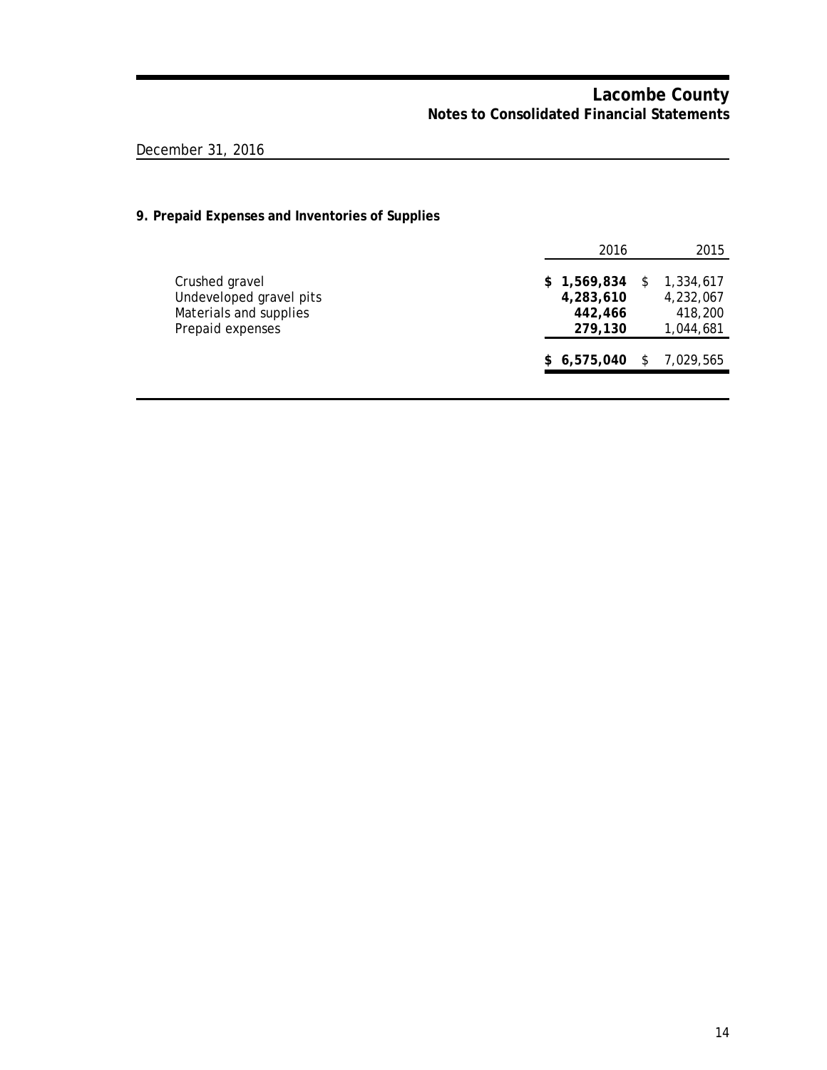# Lacombe County
## Notes to Consolidated Financial Statements

December 31, 2016

### 9. Prepaid Expenses and Inventories of Supplies

| | 2016 | 2015 |
|---|---|---|
| Crushed gravel | **$ 1,569,834** | $ 1,334,617 |
| Undeveloped gravel pits | **4,283,610** | 4,232,067 |
| Materials and supplies | **442,466** | 418,200 |
| Prepaid expenses | **279,130** | 1,044,681 |
| | **$ 6,575,040** | $ 7,029,565 |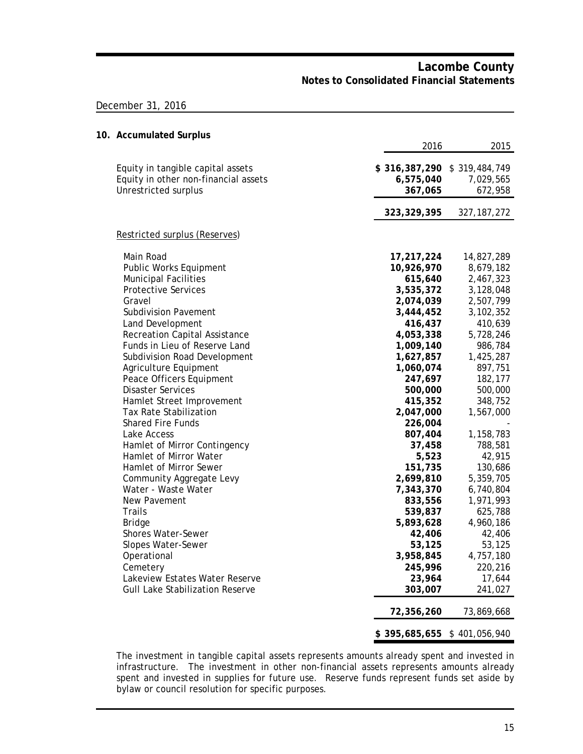# Lacombe County

## Notes to Consolidated Financial Statements

December 31, 2016

### 10. Accumulated Surplus

| | 2016 | 2015 |
|---|---|---|
| Equity in tangible capital assets | **$ 316,387,290** | $ 319,484,749 |
| Equity in other non-financial assets | **6,575,040** | 7,029,565 |
| Unrestricted surplus | **367,065** | 672,958 |
| | **323,329,395** | 327,187,272 |
| Restricted surplus (Reserves) | | |
| Main Road | **17,217,224** | 14,827,289 |
| Public Works Equipment | **10,926,970** | 8,679,182 |
| Municipal Facilities | **615,640** | 2,467,323 |
| Protective Services | **3,535,372** | 3,128,048 |
| Gravel | **2,074,039** | 2,507,799 |
| Subdivision Pavement | **3,444,452** | 3,102,352 |
| Land Development | **416,437** | 410,639 |
| Recreation Capital Assistance | **4,053,338** | 5,728,246 |
| Funds in Lieu of Reserve Land | **1,009,140** | 986,784 |
| Subdivision Road Development | **1,627,857** | 1,425,287 |
| Agriculture Equipment | **1,060,074** | 897,751 |
| Peace Officers Equipment | **247,697** | 182,177 |
| Disaster Services | **500,000** | 500,000 |
| Hamlet Street Improvement | **415,352** | 348,752 |
| Tax Rate Stabilization | **2,047,000** | 1,567,000 |
| Shared Fire Funds | **226,004** | - |
| Lake Access | **807,404** | 1,158,783 |
| Hamlet of Mirror Contingency | **37,458** | 788,581 |
| Hamlet of Mirror Water | **5,523** | 42,915 |
| Hamlet of Mirror Sewer | **151,735** | 130,686 |
| Community Aggregate Levy | **2,699,810** | 5,359,705 |
| Water - Waste Water | **7,343,370** | 6,740,804 |
| New Pavement | **833,556** | 1,971,993 |
| Trails | **539,837** | 625,788 |
| Bridge | **5,893,628** | 4,960,186 |
| Shores Water-Sewer | **42,406** | 42,406 |
| Slopes Water-Sewer | **53,125** | 53,125 |
| Operational | **3,958,845** | 4,757,180 |
| Cemetery | **245,996** | 220,216 |
| Lakeview Estates Water Reserve | **23,964** | 17,644 |
| Gull Lake Stabilization Reserve | **303,007** | 241,027 |
| | **72,356,260** | 73,869,668 |
| | **$ 395,685,655** | $ 401,056,940 |

The investment in tangible capital assets represents amounts already spent and invested in infrastructure. The investment in other non-financial assets represents amounts already spent and invested in supplies for future use. Reserve funds represent funds set aside by bylaw or council resolution for specific purposes.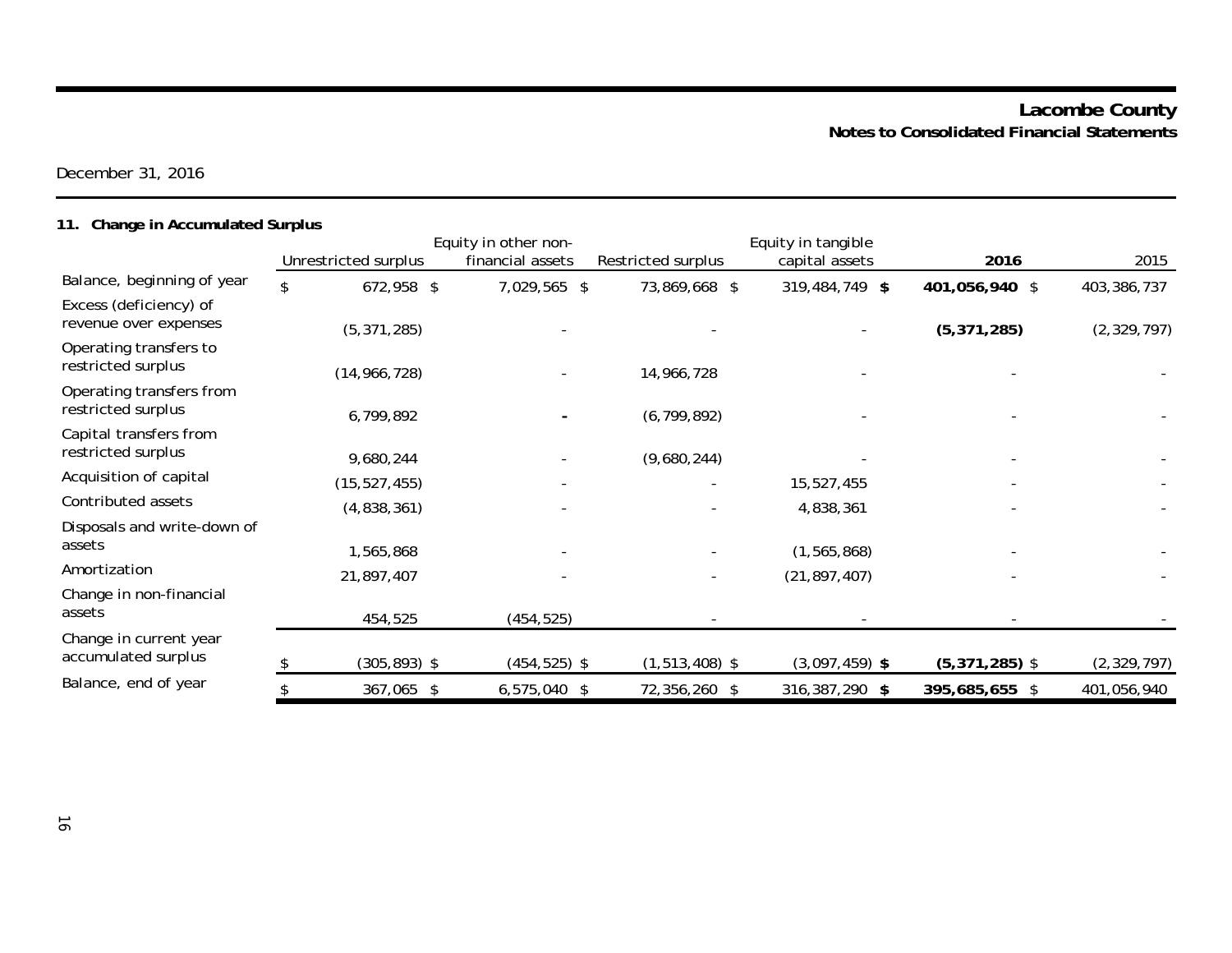December 31, 2016

## 11. Change in Accumulated Surplus

| | Unrestricted surplus | Equity in other non-financial assets | Restricted surplus | Equity in tangible capital assets | **2016** | 2015 |
|---|---|---|---|---|---|---|
| Balance, beginning of year | $ 672,958 | $ 7,029,565 | $ 73,869,668 | $ 319,484,749 | **$ 401,056,940** | $ 403,386,737 |
| Excess (deficiency) of revenue over expenses | (5,371,285) | - | - | - | **(5,371,285)** | (2,329,797) |
| Operating transfers to restricted surplus | (14,966,728) | - | 14,966,728 | - | - | - |
| Operating transfers from restricted surplus | 6,799,892 | - | (6,799,892) | - | - | - |
| Capital transfers from restricted surplus | 9,680,244 | - | (9,680,244) | - | - | - |
| Acquisition of capital | (15,527,455) | - | - | 15,527,455 | - | - |
| Contributed assets | (4,838,361) | - | - | 4,838,361 | - | - |
| Disposals and write-down of assets | 1,565,868 | - | - | (1,565,868) | - | - |
| Amortization | 21,897,407 | - | - | (21,897,407) | - | - |
| Change in non-financial assets | 454,525 | (454,525) | - | - | - | - |
| Change in current year accumulated surplus | $ (305,893) | $ (454,525) | $ (1,513,408) | $ (3,097,459) | **$ (5,371,285)** | $ (2,329,797) |
| Balance, end of year | $ 367,065 | $ 6,575,040 | $ 72,356,260 | $ 316,387,290 | **$ 395,685,655** | $ 401,056,940 |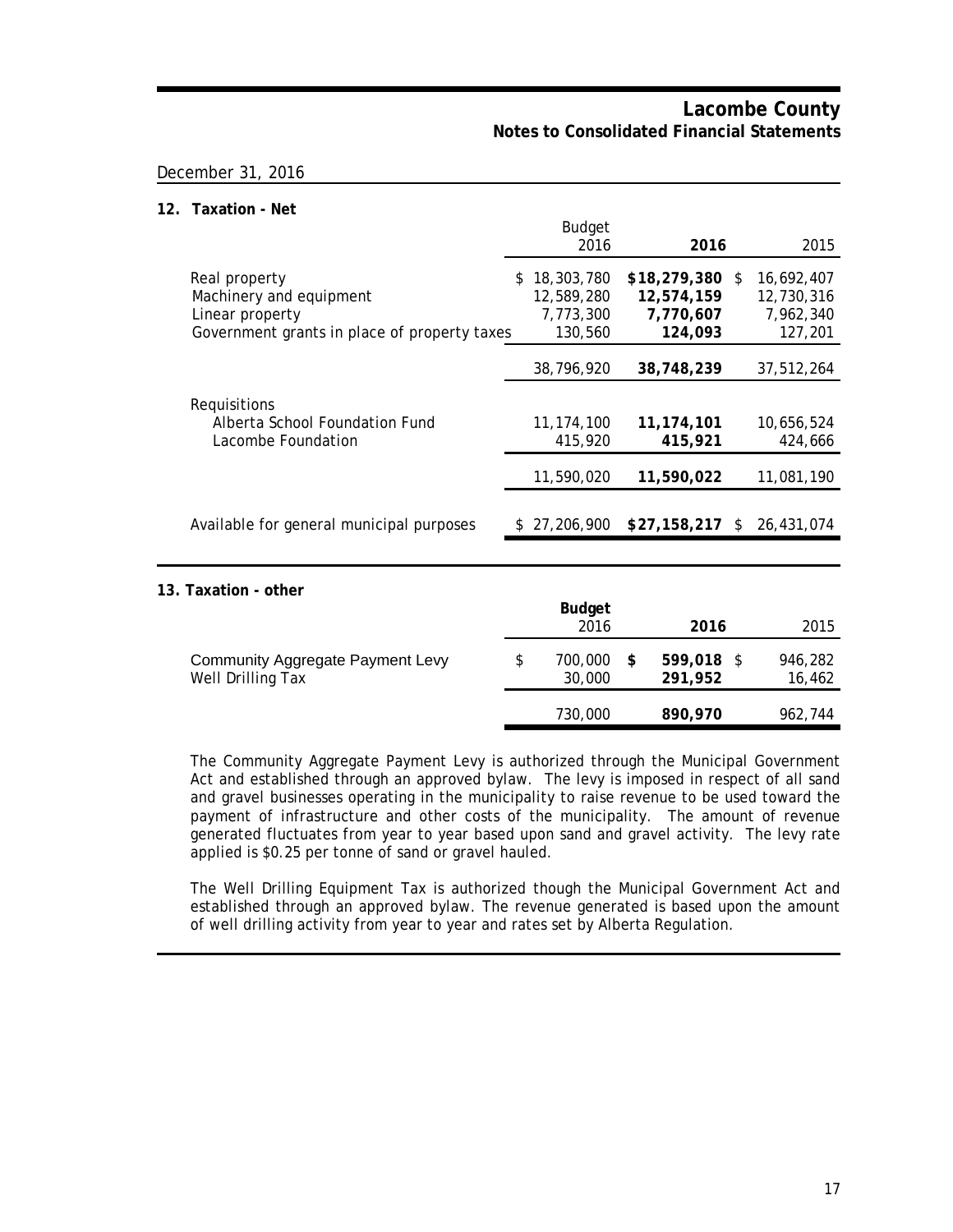# Lacombe County

## Notes to Consolidated Financial Statements

December 31, 2016

### 12. Taxation - Net

| | Budget 2016 | **2016** | 2015 |
|---|---|---|---|
| Real property | $ 18,303,780 | **$18,279,380** | $ 16,692,407 |
| Machinery and equipment | 12,589,280 | **12,574,159** | 12,730,316 |
| Linear property | 7,773,300 | **7,770,607** | 7,962,340 |
| Government grants in place of property taxes | 130,560 | **124,093** | 127,201 |
| | 38,796,920 | **38,748,239** | 37,512,264 |
| Requisitions | | | |
| Alberta School Foundation Fund | 11,174,100 | **11,174,101** | 10,656,524 |
| Lacombe Foundation | 415,920 | **415,921** | 424,666 |
| | 11,590,020 | **11,590,022** | 11,081,190 |
| Available for general municipal purposes | $ 27,206,900 | **$27,158,217** | $ 26,431,074 |

### 13. Taxation - other

| | **Budget** 2016 | **2016** | 2015 |
|---|---|---|---|
| Community Aggregate Payment Levy | $ 700,000 | **$ 599,018** | $ 946,282 |
| Well Drilling Tax | 30,000 | **291,952** | 16,462 |
| | 730,000 | **890,970** | 962,744 |

The Community Aggregate Payment Levy is authorized through the Municipal Government Act and established through an approved bylaw. The levy is imposed in respect of all sand and gravel businesses operating in the municipality to raise revenue to be used toward the payment of infrastructure and other costs of the municipality. The amount of revenue generated fluctuates from year to year based upon sand and gravel activity. The levy rate applied is $0.25 per tonne of sand or gravel hauled.

The Well Drilling Equipment Tax is authorized though the Municipal Government Act and established through an approved bylaw. The revenue generated is based upon the amount of well drilling activity from year to year and rates set by Alberta Regulation.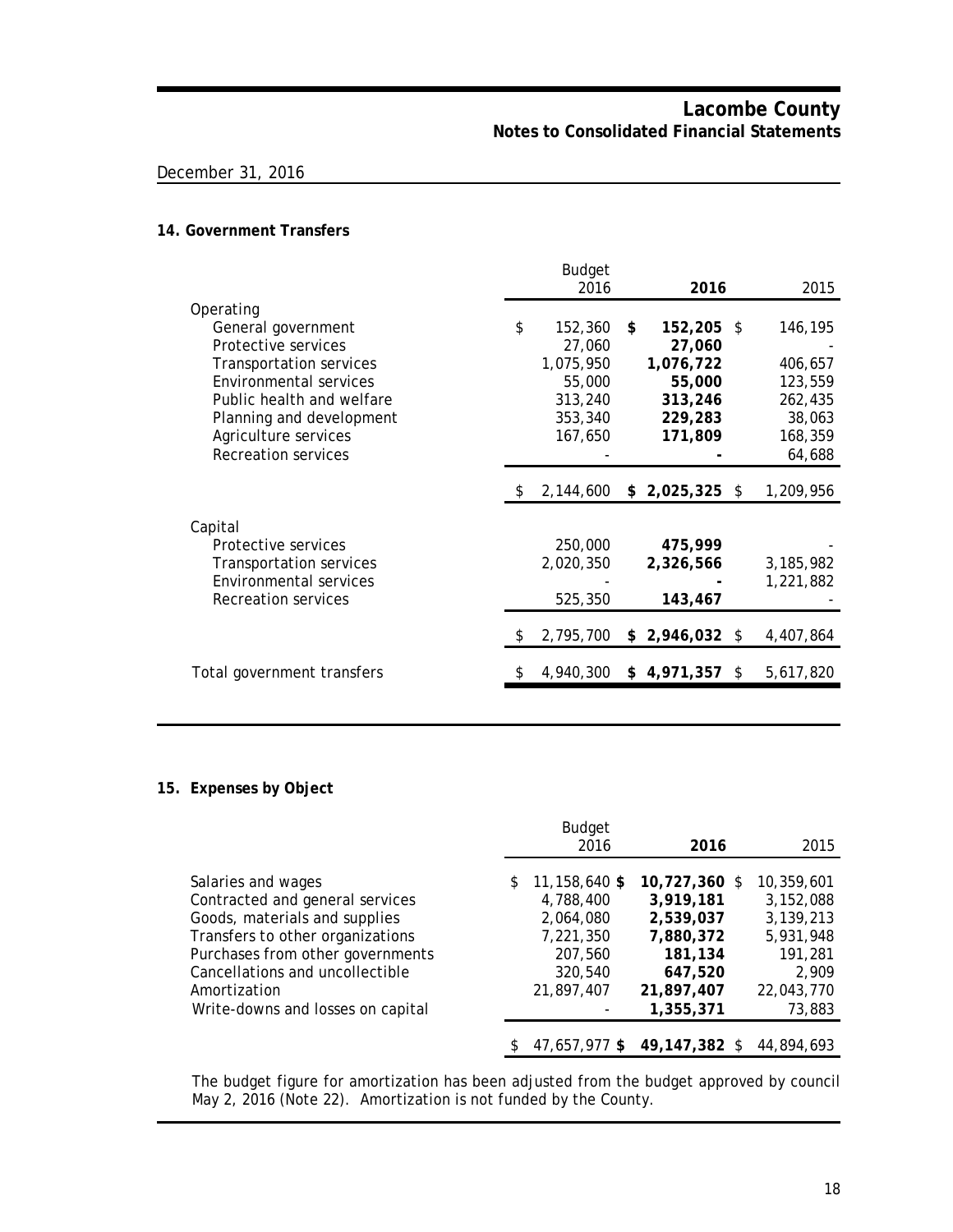# Lacombe County
## Notes to Consolidated Financial Statements

December 31, 2016

### 14. Government Transfers

| | Budget 2016 | **2016** | 2015 |
|---|---|---|---|
| Operating | | | |
| General government | $ 152,360 | **$ 152,205** | $ 146,195 |
| Protective services | 27,060 | **27,060** | - |
| Transportation services | 1,075,950 | **1,076,722** | 406,657 |
| Environmental services | 55,000 | **55,000** | 123,559 |
| Public health and welfare | 313,240 | **313,246** | 262,435 |
| Planning and development | 353,340 | **229,283** | 38,063 |
| Agriculture services | 167,650 | **171,809** | 168,359 |
| Recreation services | - | **-** | 64,688 |
| | $ 2,144,600 | **$ 2,025,325** | $ 1,209,956 |
| Capital | | | |
| Protective services | 250,000 | **475,999** | - |
| Transportation services | 2,020,350 | **2,326,566** | 3,185,982 |
| Environmental services | - | **-** | 1,221,882 |
| Recreation services | 525,350 | **143,467** | - |
| | $ 2,795,700 | **$ 2,946,032** | $ 4,407,864 |
| Total government transfers | $ 4,940,300 | **$ 4,971,357** | $ 5,617,820 |

### 15. Expenses by Object

| | Budget 2016 | **2016** | 2015 |
|---|---|---|---|
| Salaries and wages | $ 11,158,640 | **$ 10,727,360** | $ 10,359,601 |
| Contracted and general services | 4,788,400 | **3,919,181** | 3,152,088 |
| Goods, materials and supplies | 2,064,080 | **2,539,037** | 3,139,213 |
| Transfers to other organizations | 7,221,350 | **7,880,372** | 5,931,948 |
| Purchases from other governments | 207,560 | **181,134** | 191,281 |
| Cancellations and uncollectible | 320,540 | **647,520** | 2,909 |
| Amortization | 21,897,407 | **21,897,407** | 22,043,770 |
| Write-downs and losses on capital | - | **1,355,371** | 73,883 |
| | $ 47,657,977 | **$ 49,147,382** | $ 44,894,693 |

The budget figure for amortization has been adjusted from the budget approved by council May 2, 2016 (Note 22). Amortization is not funded by the County.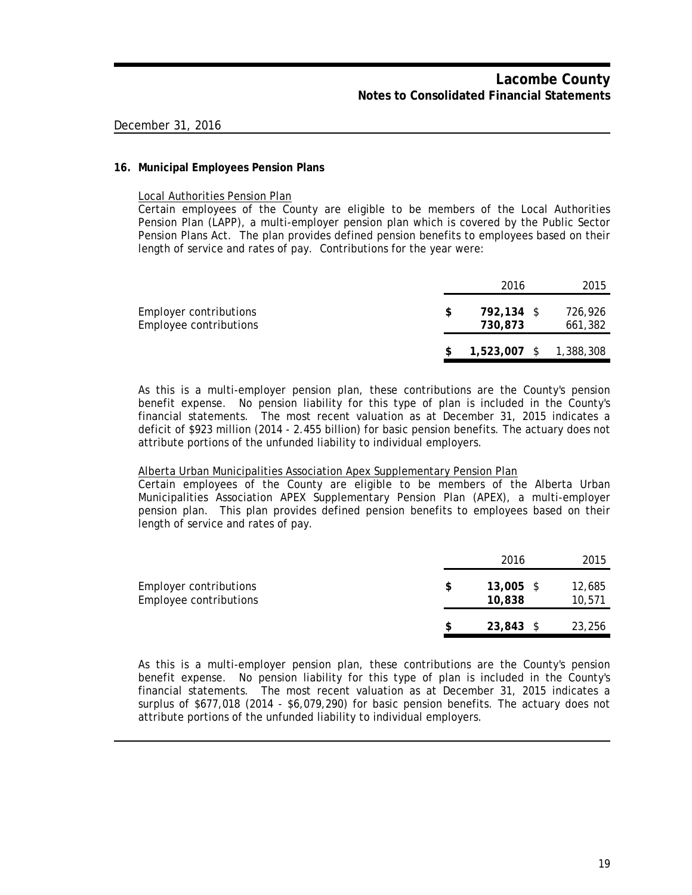December 31, 2016

## 16. Municipal Employees Pension Plans

Local Authorities Pension Plan

Certain employees of the County are eligible to be members of the Local Authorities Pension Plan (LAPP), a multi-employer pension plan which is covered by the Public Sector Pension Plans Act. The plan provides defined pension benefits to employees based on their length of service and rates of pay. Contributions for the year were:

| | 2016 | 2015 |
|---|---|---|
| Employer contributions | $ **792,134** | $ 726,926 |
| Employee contributions | **730,873** | 661,382 |
| | $ **1,523,007** | $ 1,388,308 |

As this is a multi-employer pension plan, these contributions are the County's pension benefit expense. No pension liability for this type of plan is included in the County's financial statements. The most recent valuation as at December 31, 2015 indicates a deficit of $923 million (2014 - 2.455 billion) for basic pension benefits. The actuary does not attribute portions of the unfunded liability to individual employers.

Alberta Urban Municipalities Association Apex Supplementary Pension Plan

Certain employees of the County are eligible to be members of the Alberta Urban Municipalities Association APEX Supplementary Pension Plan (APEX), a multi-employer pension plan. This plan provides defined pension benefits to employees based on their length of service and rates of pay.

| | 2016 | 2015 |
|---|---|---|
| Employer contributions | $ **13,005** | $ 12,685 |
| Employee contributions | **10,838** | 10,571 |
| | $ **23,843** | $ 23,256 |

As this is a multi-employer pension plan, these contributions are the County's pension benefit expense. No pension liability for this type of plan is included in the County's financial statements. The most recent valuation as at December 31, 2015 indicates a surplus of $677,018 (2014 - $6,079,290) for basic pension benefits. The actuary does not attribute portions of the unfunded liability to individual employers.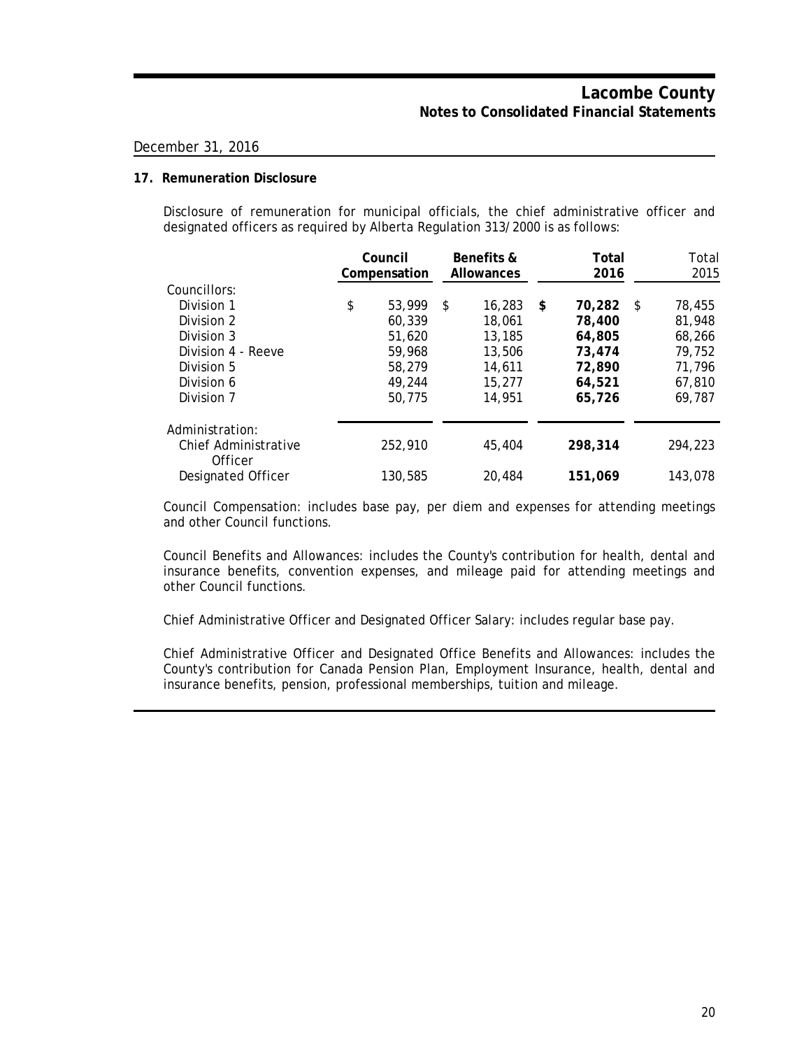December 31, 2016

### 17. Remuneration Disclosure

Disclosure of remuneration for municipal officials, the chief administrative officer and designated officers as required by Alberta Regulation 313/2000 is as follows:

| | Council Compensation | Benefits & Allowances | Total 2016 | Total 2015 |
|---|---|---|---|---|
| Councillors: | | | | |
| Division 1 | $ 53,999 | $ 16,283 | **$ 70,282** | $ 78,455 |
| Division 2 | 60,339 | 18,061 | **78,400** | 81,948 |
| Division 3 | 51,620 | 13,185 | **64,805** | 68,266 |
| Division 4 - Reeve | 59,968 | 13,506 | **73,474** | 79,752 |
| Division 5 | 58,279 | 14,611 | **72,890** | 71,796 |
| Division 6 | 49,244 | 15,277 | **64,521** | 67,810 |
| Division 7 | 50,775 | 14,951 | **65,726** | 69,787 |
| Administration: | | | | |
| Chief Administrative Officer | 252,910 | 45,404 | **298,314** | 294,223 |
| Designated Officer | 130,585 | 20,484 | **151,069** | 143,078 |

Council Compensation: includes base pay, per diem and expenses for attending meetings and other Council functions.

Council Benefits and Allowances: includes the County's contribution for health, dental and insurance benefits, convention expenses, and mileage paid for attending meetings and other Council functions.

Chief Administrative Officer and Designated Officer Salary: includes regular base pay.

Chief Administrative Officer and Designated Office Benefits and Allowances: includes the County's contribution for Canada Pension Plan, Employment Insurance, health, dental and insurance benefits, pension, professional memberships, tuition and mileage.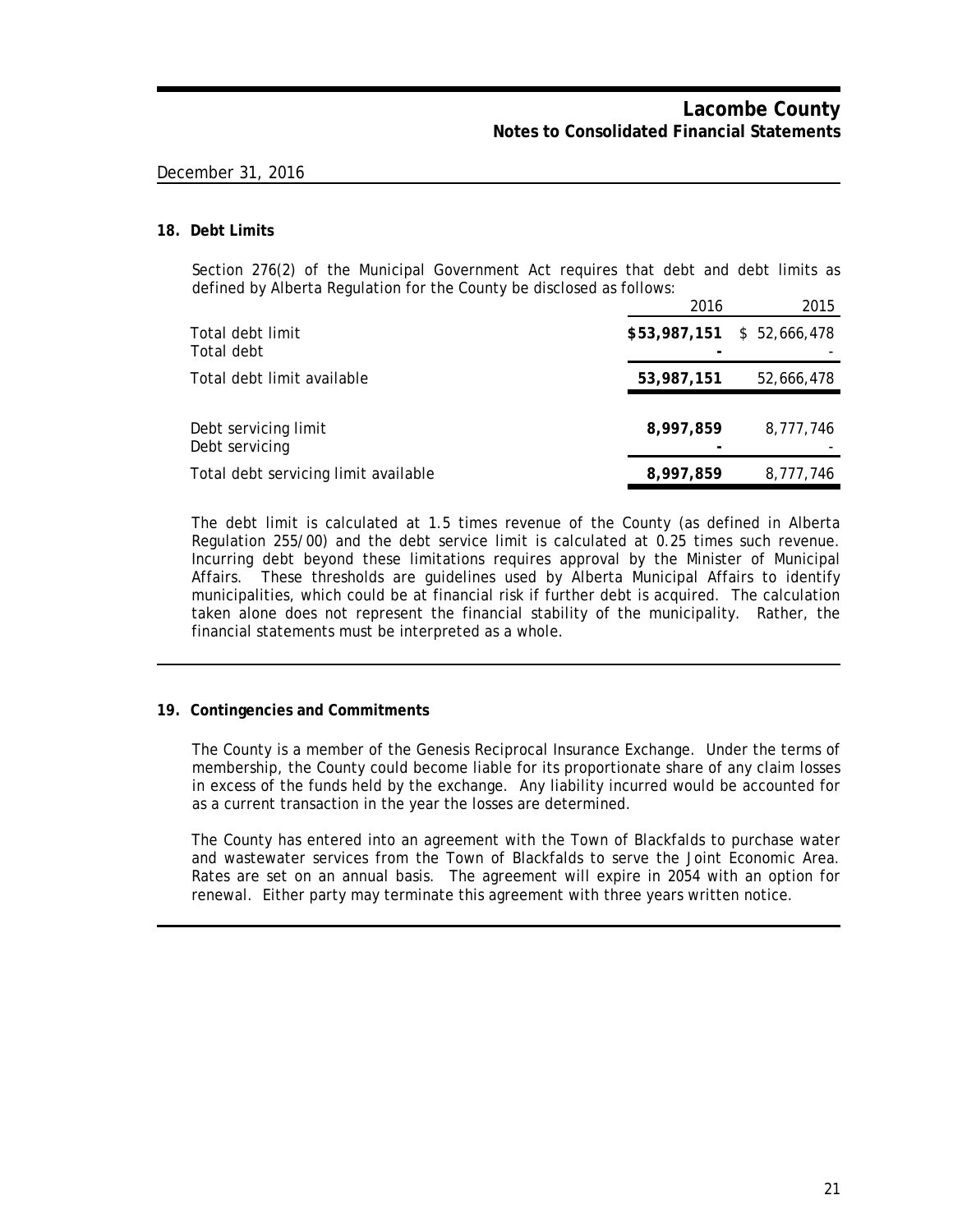December 31, 2016

## 18. Debt Limits

Section 276(2) of the Municipal Government Act requires that debt and debt limits as defined by Alberta Regulation for the County be disclosed as follows:

| | 2016 | 2015 |
|---|---|---|
| Total debt limit | **$53,987,151** | $ 52,666,478 |
| Total debt | **-** | - |
| Total debt limit available | **53,987,151** | 52,666,478 |
| | | |
| Debt servicing limit | **8,997,859** | 8,777,746 |
| Debt servicing | **-** | - |
| Total debt servicing limit available | **8,997,859** | 8,777,746 |

The debt limit is calculated at 1.5 times revenue of the County (as defined in Alberta Regulation 255/00) and the debt service limit is calculated at 0.25 times such revenue. Incurring debt beyond these limitations requires approval by the Minister of Municipal Affairs. These thresholds are guidelines used by Alberta Municipal Affairs to identify municipalities, which could be at financial risk if further debt is acquired. The calculation taken alone does not represent the financial stability of the municipality. Rather, the financial statements must be interpreted as a whole.

## 19. Contingencies and Commitments

The County is a member of the Genesis Reciprocal Insurance Exchange. Under the terms of membership, the County could become liable for its proportionate share of any claim losses in excess of the funds held by the exchange. Any liability incurred would be accounted for as a current transaction in the year the losses are determined.

The County has entered into an agreement with the Town of Blackfalds to purchase water and wastewater services from the Town of Blackfalds to serve the Joint Economic Area. Rates are set on an annual basis. The agreement will expire in 2054 with an option for renewal. Either party may terminate this agreement with three years written notice.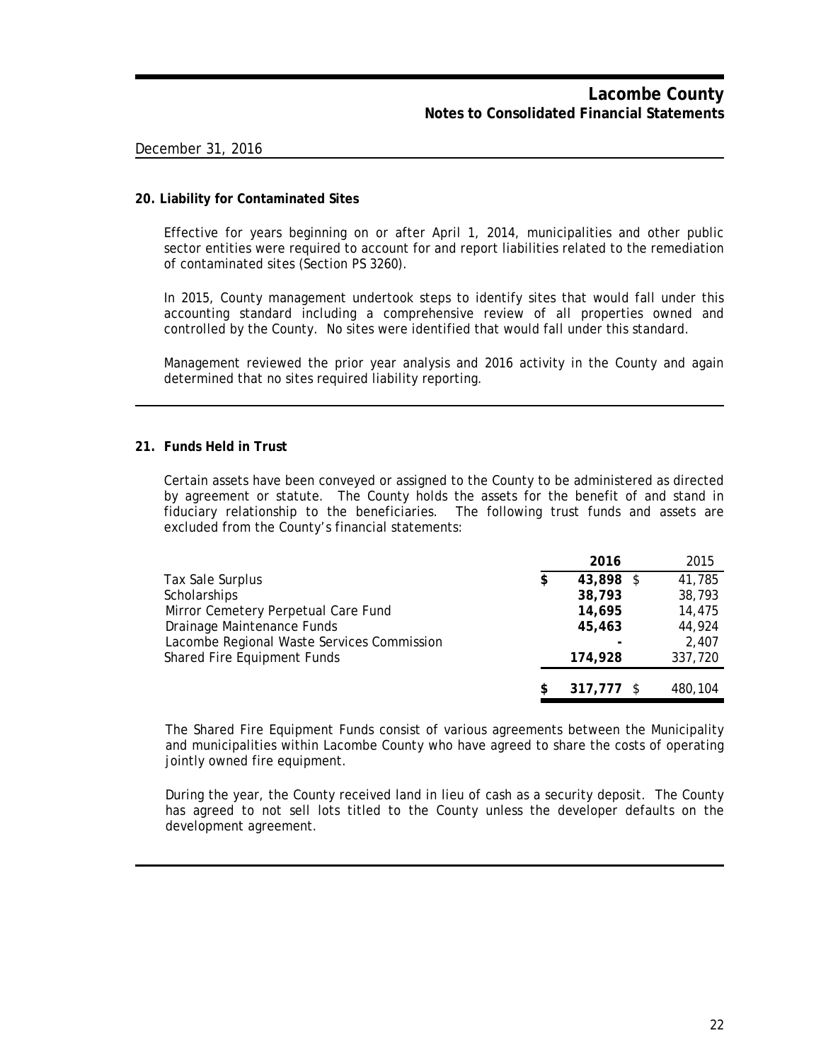December 31, 2016

## 20. Liability for Contaminated Sites

Effective for years beginning on or after April 1, 2014, municipalities and other public sector entities were required to account for and report liabilities related to the remediation of contaminated sites (Section PS 3260).

In 2015, County management undertook steps to identify sites that would fall under this accounting standard including a comprehensive review of all properties owned and controlled by the County. No sites were identified that would fall under this standard.

Management reviewed the prior year analysis and 2016 activity in the County and again determined that no sites required liability reporting.

## 21. Funds Held in Trust

Certain assets have been conveyed or assigned to the County to be administered as directed by agreement or statute. The County holds the assets for the benefit of and stand in fiduciary relationship to the beneficiaries. The following trust funds and assets are excluded from the County's financial statements:

| | 2016 | 2015 |
|---|---|---|
| Tax Sale Surplus | $ 43,898 | $ 41,785 |
| Scholarships | 38,793 | 38,793 |
| Mirror Cemetery Perpetual Care Fund | 14,695 | 14,475 |
| Drainage Maintenance Funds | 45,463 | 44,924 |
| Lacombe Regional Waste Services Commission | - | 2,407 |
| Shared Fire Equipment Funds | 174,928 | 337,720 |
| | $ 317,777 | $ 480,104 |

The Shared Fire Equipment Funds consist of various agreements between the Municipality and municipalities within Lacombe County who have agreed to share the costs of operating jointly owned fire equipment.

During the year, the County received land in lieu of cash as a security deposit. The County has agreed to not sell lots titled to the County unless the developer defaults on the development agreement.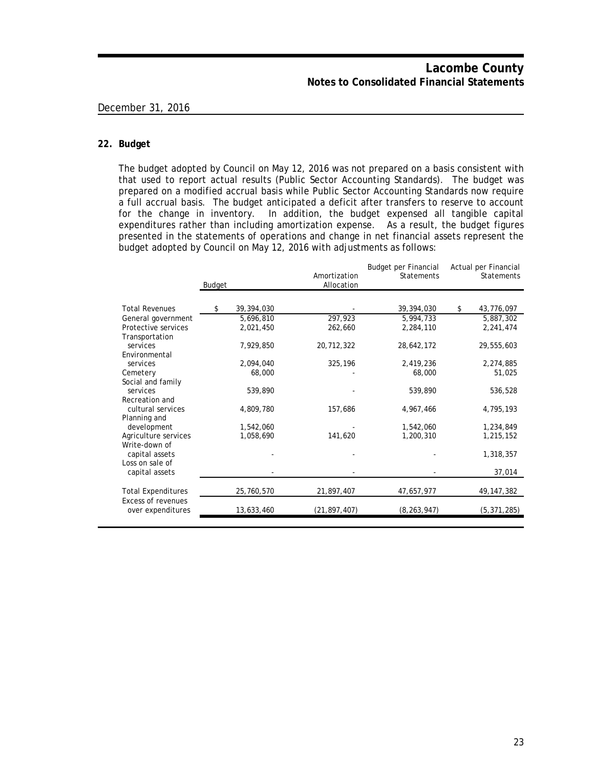December 31, 2016

## 22. Budget

The budget adopted by Council on May 12, 2016 was not prepared on a basis consistent with that used to report actual results (Public Sector Accounting Standards). The budget was prepared on a modified accrual basis while Public Sector Accounting Standards now require a full accrual basis. The budget anticipated a deficit after transfers to reserve to account for the change in inventory. In addition, the budget expensed all tangible capital expenditures rather than including amortization expense. As a result, the budget figures presented in the statements of operations and change in net financial assets represent the budget adopted by Council on May 12, 2016 with adjustments as follows:

| | Budget | Amortization Allocation | Budget per Financial Statements | Actual per Financial Statements |
|---|---|---|---|---|
| Total Revenues | $ 39,394,030 | - | 39,394,030 | $ 43,776,097 |
| General government | 5,696,810 | 297,923 | 5,994,733 | 5,887,302 |
| Protective services | 2,021,450 | 262,660 | 2,284,110 | 2,241,474 |
| Transportation services | 7,929,850 | 20,712,322 | 28,642,172 | 29,555,603 |
| Environmental services | 2,094,040 | 325,196 | 2,419,236 | 2,274,885 |
| Cemetery | 68,000 | - | 68,000 | 51,025 |
| Social and family services | 539,890 | - | 539,890 | 536,528 |
| Recreation and cultural services | 4,809,780 | 157,686 | 4,967,466 | 4,795,193 |
| Planning and development | 1,542,060 | - | 1,542,060 | 1,234,849 |
| Agriculture services | 1,058,690 | 141,620 | 1,200,310 | 1,215,152 |
| Write-down of capital assets | - | - | - | 1,318,357 |
| Loss on sale of capital assets | - | - | - | 37,014 |
| Total Expenditures | 25,760,570 | 21,897,407 | 47,657,977 | 49,147,382 |
| Excess of revenues over expenditures | 13,633,460 | (21,897,407) | (8,263,947) | (5,371,285) |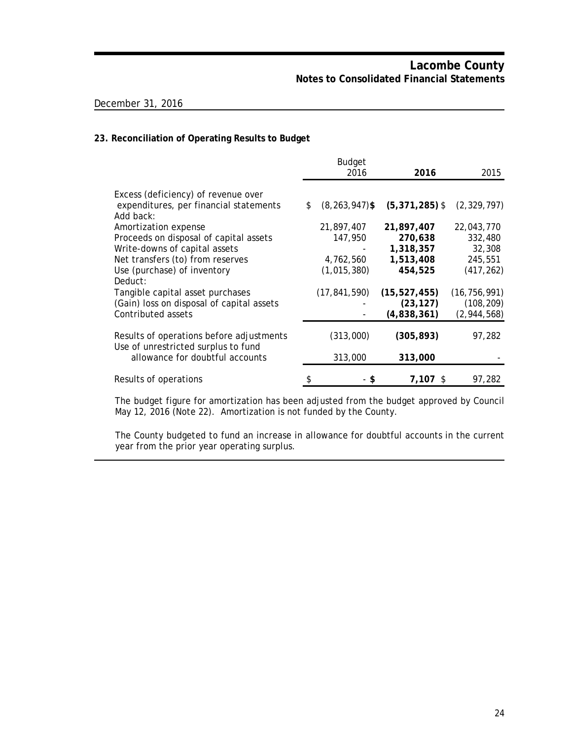December 31, 2016

## 23. Reconciliation of Operating Results to Budget

| | Budget 2016 | **2016** | 2015 |
|---|---|---|---|
| Excess (deficiency) of revenue over expenditures, per financial statements | $ (8,263,947) | **$ (5,371,285)** | $ (2,329,797) |
| Add back: | | | |
| Amortization expense | 21,897,407 | **21,897,407** | 22,043,770 |
| Proceeds on disposal of capital assets | 147,950 | **270,638** | 332,480 |
| Write-downs of capital assets | - | **1,318,357** | 32,308 |
| Net transfers (to) from reserves | 4,762,560 | **1,513,408** | 245,551 |
| Use (purchase) of inventory | (1,015,380) | **454,525** | (417,262) |
| Deduct: | | | |
| Tangible capital asset purchases | (17,841,590) | **(15,527,455)** | (16,756,991) |
| (Gain) loss on disposal of capital assets | - | **(23,127)** | (108,209) |
| Contributed assets | - | **(4,838,361)** | (2,944,568) |
| Results of operations before adjustments | (313,000) | **(305,893)** | 97,282 |
| Use of unrestricted surplus to fund allowance for doubtful accounts | 313,000 | **313,000** | - |
| Results of operations | $ - | **$ 7,107** | $ 97,282 |

The budget figure for amortization has been adjusted from the budget approved by Council May 12, 2016 (Note 22). Amortization is not funded by the County.

The County budgeted to fund an increase in allowance for doubtful accounts in the current year from the prior year operating surplus.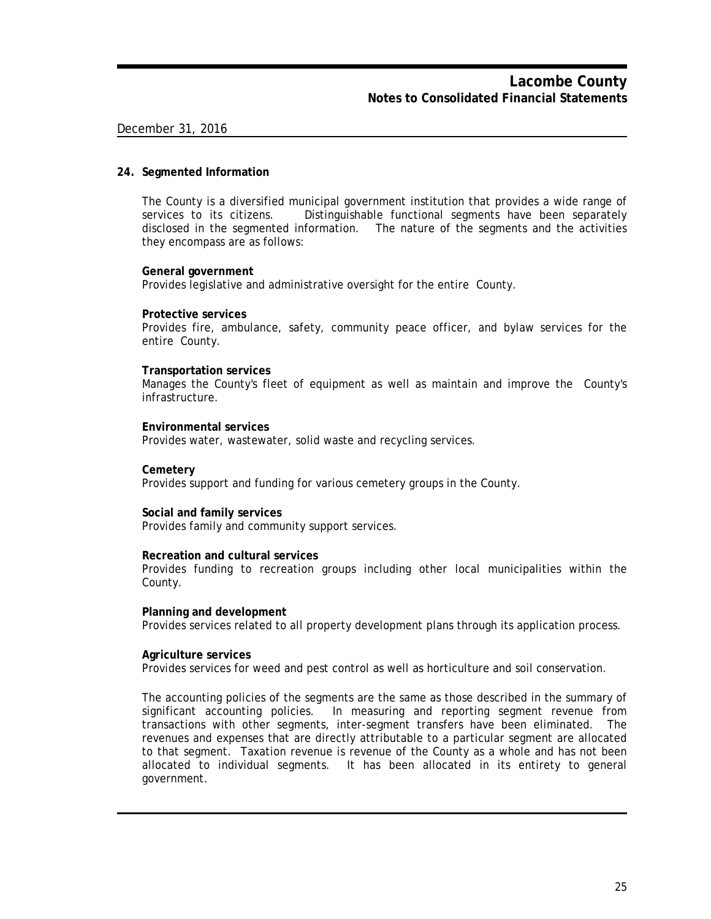December 31, 2016

## 24. Segmented Information

The County is a diversified municipal government institution that provides a wide range of services to its citizens. Distinguishable functional segments have been separately disclosed in the segmented information. The nature of the segments and the activities they encompass are as follows:

**General government**
Provides legislative and administrative oversight for the entire County.

**Protective services**
Provides fire, ambulance, safety, community peace officer, and bylaw services for the entire County.

**Transportation services**
Manages the County's fleet of equipment as well as maintain and improve the County's infrastructure.

**Environmental services**
Provides water, wastewater, solid waste and recycling services.

**Cemetery**
Provides support and funding for various cemetery groups in the County.

**Social and family services**
Provides family and community support services.

**Recreation and cultural services**
Provides funding to recreation groups including other local municipalities within the County.

**Planning and development**
Provides services related to all property development plans through its application process.

**Agriculture services**
Provides services for weed and pest control as well as horticulture and soil conservation.

The accounting policies of the segments are the same as those described in the summary of significant accounting policies. In measuring and reporting segment revenue from transactions with other segments, inter-segment transfers have been eliminated. The revenues and expenses that are directly attributable to a particular segment are allocated to that segment. Taxation revenue is revenue of the County as a whole and has not been allocated to individual segments. It has been allocated in its entirety to general government.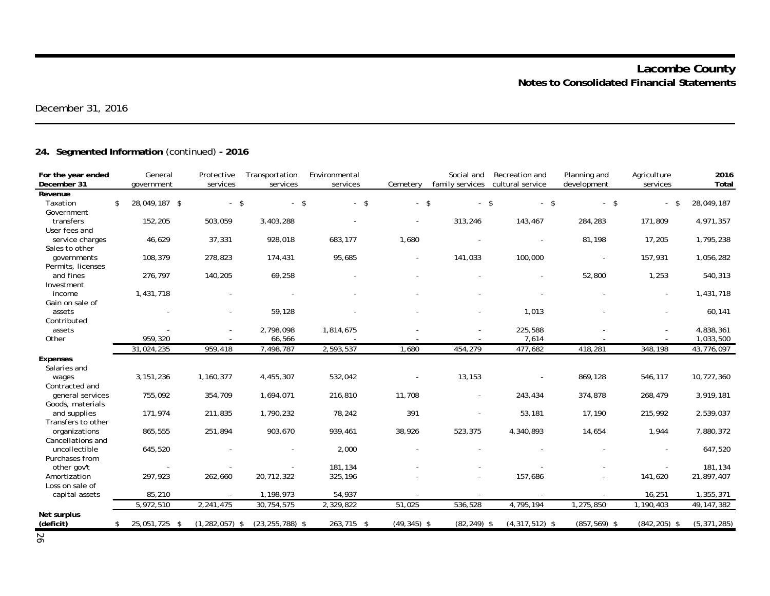# Lacombe County
## Notes to Consolidated Financial Statements

December 31, 2016

### 24. Segmented Information (continued) - 2016

| For the year ended December 31 | General government | Protective services | Transportation services | Environmental services | Cemetery | Social and family services | Recreation and cultural service | Planning and development | Agriculture services | 2016 Total |
|---|---|---|---|---|---|---|---|---|---|---|
| **Revenue** | | | | | | | | | | |
| Taxation | $ 28,049,187 | $ - | $ - | $ - | $ - | $ - | $ - | $ - | $ - | $ 28,049,187 |
| Government transfers | 152,205 | 503,059 | 3,403,288 | - | - | 313,246 | 143,467 | 284,283 | 171,809 | 4,971,357 |
| User fees and service charges | 46,629 | 37,331 | 928,018 | 683,177 | 1,680 | - | - | 81,198 | 17,205 | 1,795,238 |
| Sales to other governments | 108,379 | 278,823 | 174,431 | 95,685 | - | 141,033 | 100,000 | - | 157,931 | 1,056,282 |
| Permits, licenses and fines | 276,797 | 140,205 | 69,258 | - | - | - | - | 52,800 | 1,253 | 540,313 |
| Investment income | 1,431,718 | - | - | - | - | - | - | - | - | 1,431,718 |
| Gain on sale of assets | - | - | 59,128 | - | - | - | 1,013 | - | - | 60,141 |
| Contributed assets | - | - | 2,798,098 | 1,814,675 | - | - | 225,588 | - | - | 4,838,361 |
| Other | 959,320 | - | 66,566 | - | - | - | 7,614 | - | - | 1,033,500 |
| | 31,024,235 | 959,418 | 7,498,787 | 2,593,537 | 1,680 | 454,279 | 477,682 | 418,281 | 348,198 | 43,776,097 |
| **Expenses** | | | | | | | | | | |
| Salaries and wages | 3,151,236 | 1,160,377 | 4,455,307 | 532,042 | - | 13,153 | - | 869,128 | 546,117 | 10,727,360 |
| Contracted and general services | 755,092 | 354,709 | 1,694,071 | 216,810 | 11,708 | - | 243,434 | 374,878 | 268,479 | 3,919,181 |
| Goods, materials and supplies | 171,974 | 211,835 | 1,790,232 | 78,242 | 391 | - | 53,181 | 17,190 | 215,992 | 2,539,037 |
| Transfers to other organizations | 865,555 | 251,894 | 903,670 | 939,461 | 38,926 | 523,375 | 4,340,893 | 14,654 | 1,944 | 7,880,372 |
| Cancellations and uncollectible | 645,520 | - | - | 2,000 | - | - | - | - | - | 647,520 |
| Purchases from other gov't | - | - | - | 181,134 | - | - | - | - | - | 181,134 |
| Amortization | 297,923 | 262,660 | 20,712,322 | 325,196 | - | - | 157,686 | - | 141,620 | 21,897,407 |
| Loss on sale of capital assets | 85,210 | - | 1,198,973 | 54,937 | - | - | - | - | 16,251 | 1,355,371 |
| | 5,972,510 | 2,241,475 | 30,754,575 | 2,329,822 | 51,025 | 536,528 | 4,795,194 | 1,275,850 | 1,190,403 | 49,147,382 |
| **Net surplus (deficit)** | $ 25,051,725 | $ (1,282,057) | $ (23,255,788) | $ 263,715 | $ (49,345) | $ (82,249) | $ (4,317,512) | $ (857,569) | $ (842,205) | $ (5,371,285) |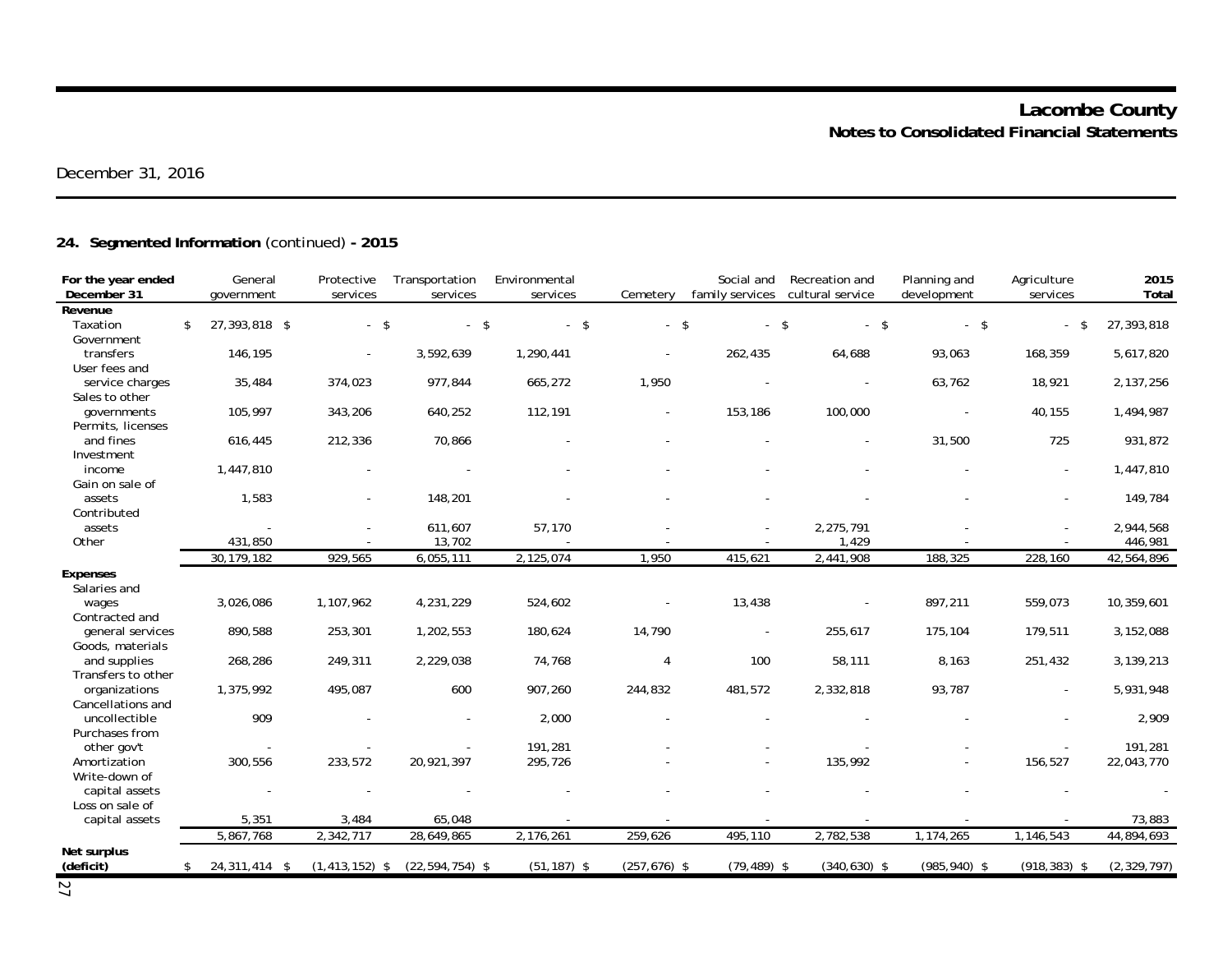Lacombe County
Notes to Consolidated Financial Statements

December 31, 2016

## 24. Segmented Information (continued) - 2015

| For the year ended December 31 | General government | Protective services | Transportation services | Environmental services | Cemetery | Social and family services | Recreation and cultural service | Planning and development | Agriculture services | 2015 Total |
|---|---|---|---|---|---|---|---|---|---|---|
| **Revenue** | | | | | | | | | | |
| Taxation | $ 27,393,818 | $ - | $ - | $ - | $ - | $ - | $ - | $ - | $ - | $ 27,393,818 |
| Government transfers | 146,195 | - | 3,592,639 | 1,290,441 | - | 262,435 | 64,688 | 93,063 | 168,359 | 5,617,820 |
| User fees and service charges | 35,484 | 374,023 | 977,844 | 665,272 | 1,950 | - | - | 63,762 | 18,921 | 2,137,256 |
| Sales to other governments | 105,997 | 343,206 | 640,252 | 112,191 | - | 153,186 | 100,000 | - | 40,155 | 1,494,987 |
| Permits, licenses and fines | 616,445 | 212,336 | 70,866 | - | - | - | - | 31,500 | 725 | 931,872 |
| Investment income | 1,447,810 | - | - | - | - | - | - | - | - | 1,447,810 |
| Gain on sale of assets | 1,583 | - | 148,201 | - | - | - | - | - | - | 149,784 |
| Contributed assets | - | - | 611,607 | 57,170 | - | - | 2,275,791 | - | - | 2,944,568 |
| Other | 431,850 | - | 13,702 | - | - | - | 1,429 | - | - | 446,981 |
| | 30,179,182 | 929,565 | 6,055,111 | 2,125,074 | 1,950 | 415,621 | 2,441,908 | 188,325 | 228,160 | 42,564,896 |
| **Expenses** | | | | | | | | | | |
| Salaries and wages | 3,026,086 | 1,107,962 | 4,231,229 | 524,602 | - | 13,438 | - | 897,211 | 559,073 | 10,359,601 |
| Contracted and general services | 890,588 | 253,301 | 1,202,553 | 180,624 | 14,790 | - | 255,617 | 175,104 | 179,511 | 3,152,088 |
| Goods, materials and supplies | 268,286 | 249,311 | 2,229,038 | 74,768 | 4 | 100 | 58,111 | 8,163 | 251,432 | 3,139,213 |
| Transfers to other organizations | 1,375,992 | 495,087 | 600 | 907,260 | 244,832 | 481,572 | 2,332,818 | 93,787 | - | 5,931,948 |
| Cancellations and uncollectible | 909 | - | - | 2,000 | - | - | - | - | - | 2,909 |
| Purchases from other gov't | - | - | - | 191,281 | - | - | - | - | - | 191,281 |
| Amortization | 300,556 | 233,572 | 20,921,397 | 295,726 | - | - | 135,992 | - | 156,527 | 22,043,770 |
| Write-down of capital assets | - | - | - | - | - | - | - | - | - | - |
| Loss on sale of capital assets | 5,351 | 3,484 | 65,048 | - | - | - | - | - | - | 73,883 |
| | 5,867,768 | 2,342,717 | 28,649,865 | 2,176,261 | 259,626 | 495,110 | 2,782,538 | 1,174,265 | 1,146,543 | 44,894,693 |
| **Net surplus (deficit)** | $ 24,311,414 | $ (1,413,152) | $ (22,594,754) | $ (51,187) | $ (257,676) | $ (79,489) | $ (340,630) | $ (985,940) | $ (918,383) | $ (2,329,797) |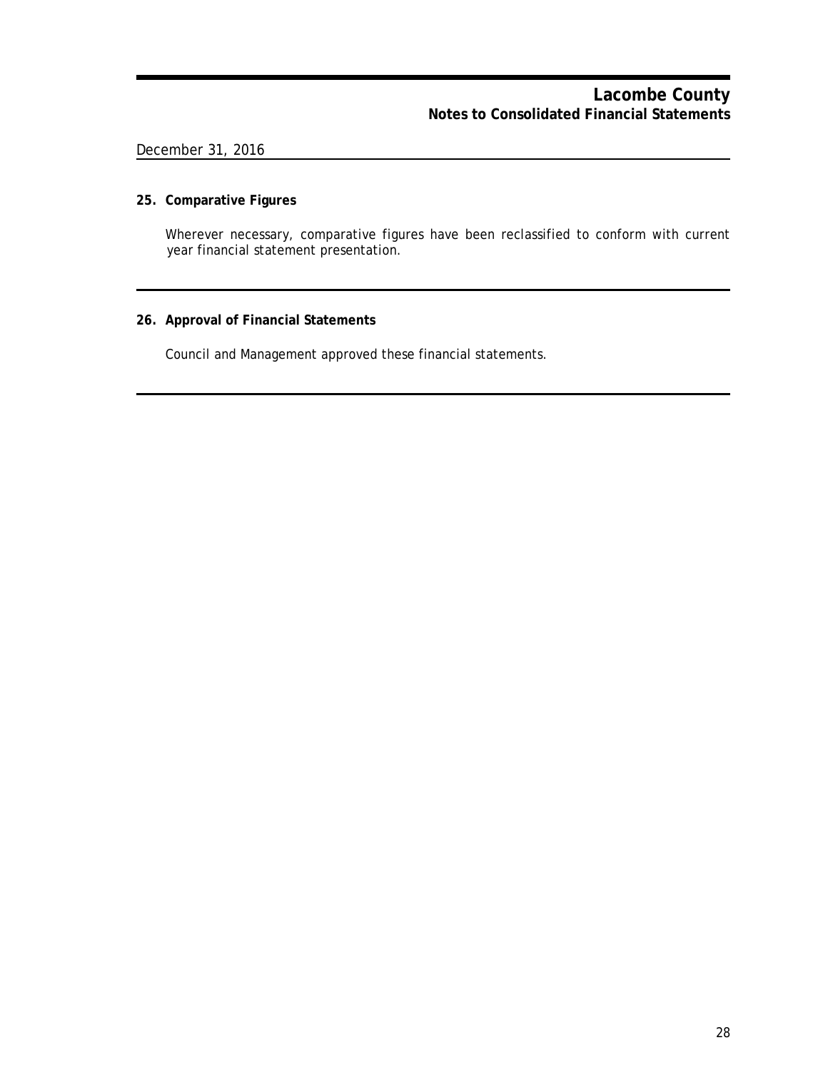December 31, 2016

## 25. Comparative Figures

Wherever necessary, comparative figures have been reclassified to conform with current year financial statement presentation.

## 26. Approval of Financial Statements

Council and Management approved these financial statements.